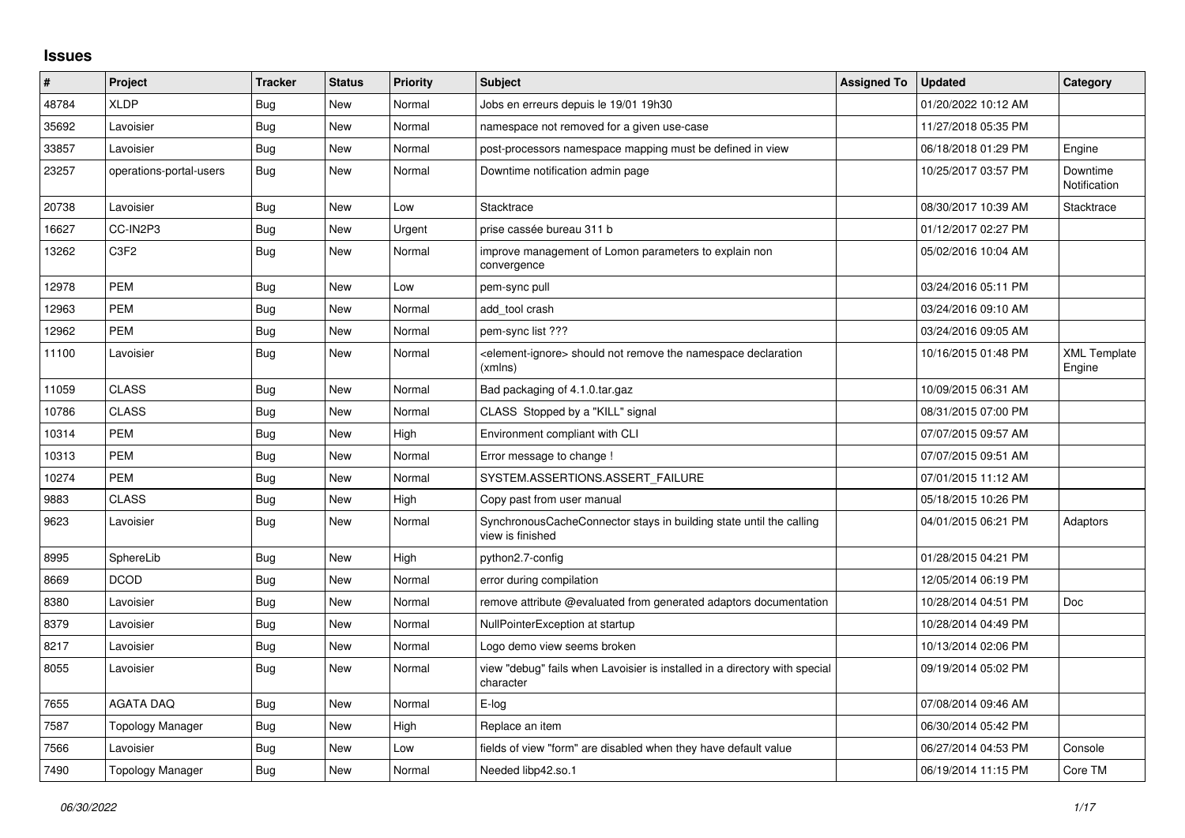## Issues

| # | Project | Tracker | Status | Priority | Subject | Assigned To | Updated | Category |
|---|---|---|---|---|---|---|---|---|
| 48784 | XLDP | Bug | New | Normal | Jobs en erreurs depuis le 19/01 19h30 | | 01/20/2022 10:12 AM | |
| 35692 | Lavoisier | Bug | New | Normal | namespace not removed for a given use-case | | 11/27/2018 05:35 PM | |
| 33857 | Lavoisier | Bug | New | Normal | post-processors namespace mapping must be defined in view | | 06/18/2018 01:29 PM | Engine |
| 23257 | operations-portal-users | Bug | New | Normal | Downtime notification admin page | | 10/25/2017 03:57 PM | Downtime Notification |
| 20738 | Lavoisier | Bug | New | Low | Stacktrace | | 08/30/2017 10:39 AM | Stacktrace |
| 16627 | CC-IN2P3 | Bug | New | Urgent | prise cassée bureau 311 b | | 01/12/2017 02:27 PM | |
| 13262 | C3F2 | Bug | New | Normal | improve management of Lomon parameters to explain non convergence | | 05/02/2016 10:04 AM | |
| 12978 | PEM | Bug | New | Low | pem-sync pull | | 03/24/2016 05:11 PM | |
| 12963 | PEM | Bug | New | Normal | add_tool crash | | 03/24/2016 09:10 AM | |
| 12962 | PEM | Bug | New | Normal | pem-sync list ??? | | 03/24/2016 09:05 AM | |
| 11100 | Lavoisier | Bug | New | Normal | <element-ignore> should not remove the namespace declaration (xmlns) | | 10/16/2015 01:48 PM | XML Template Engine |
| 11059 | CLASS | Bug | New | Normal | Bad packaging of 4.1.0.tar.gaz | | 10/09/2015 06:31 AM | |
| 10786 | CLASS | Bug | New | Normal | CLASS Stopped by a "KILL" signal | | 08/31/2015 07:00 PM | |
| 10314 | PEM | Bug | New | High | Environment compliant with CLI | | 07/07/2015 09:57 AM | |
| 10313 | PEM | Bug | New | Normal | Error message to change ! | | 07/07/2015 09:51 AM | |
| 10274 | PEM | Bug | New | Normal | SYSTEM.ASSERTIONS.ASSERT_FAILURE | | 07/01/2015 11:12 AM | |
| 9883 | CLASS | Bug | New | High | Copy past from user manual | | 05/18/2015 10:26 PM | |
| 9623 | Lavoisier | Bug | New | Normal | SynchronousCacheConnector stays in building state until the calling view is finished | | 04/01/2015 06:21 PM | Adaptors |
| 8995 | SphereLib | Bug | New | High | python2.7-config | | 01/28/2015 04:21 PM | |
| 8669 | DCOD | Bug | New | Normal | error during compilation | | 12/05/2014 06:19 PM | |
| 8380 | Lavoisier | Bug | New | Normal | remove attribute @evaluated from generated adaptors documentation | | 10/28/2014 04:51 PM | Doc |
| 8379 | Lavoisier | Bug | New | Normal | NullPointerException at startup | | 10/28/2014 04:49 PM | |
| 8217 | Lavoisier | Bug | New | Normal | Logo demo view seems broken | | 10/13/2014 02:06 PM | |
| 8055 | Lavoisier | Bug | New | Normal | view "debug" fails when Lavoisier is installed in a directory with special character | | 09/19/2014 05:02 PM | |
| 7655 | AGATA DAQ | Bug | New | Normal | E-log | | 07/08/2014 09:46 AM | |
| 7587 | Topology Manager | Bug | New | High | Replace an item | | 06/30/2014 05:42 PM | |
| 7566 | Lavoisier | Bug | New | Low | fields of view "form" are disabled when they have default value | | 06/27/2014 04:53 PM | Console |
| 7490 | Topology Manager | Bug | New | Normal | Needed libp42.so.1 | | 06/19/2014 11:15 PM | Core TM |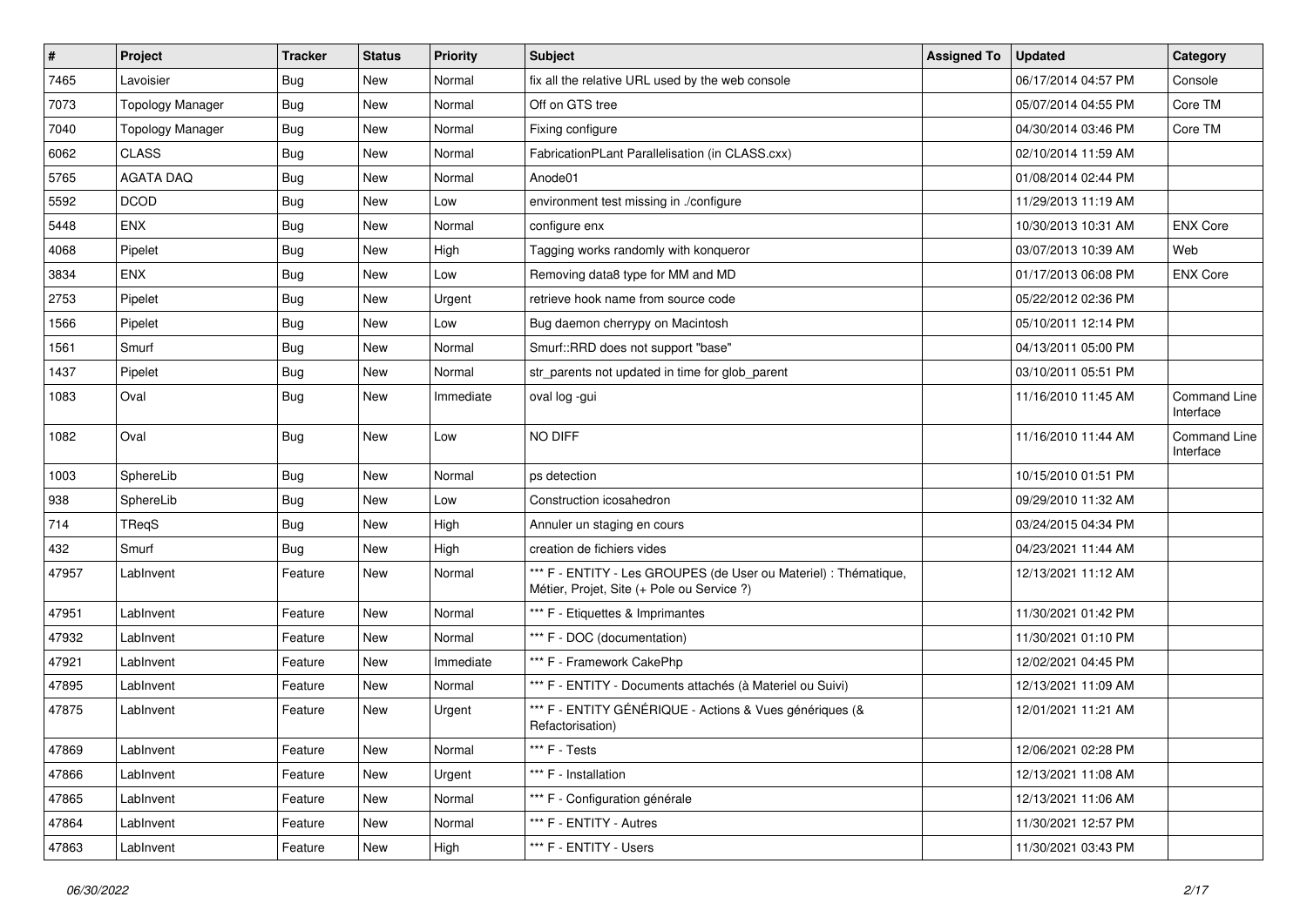| # | Project | Tracker | Status | Priority | Subject | Assigned To | Updated | Category |
|---|---|---|---|---|---|---|---|---|
| 7465 | Lavoisier | Bug | New | Normal | fix all the relative URL used by the web console | | 06/17/2014 04:57 PM | Console |
| 7073 | Topology Manager | Bug | New | Normal | Off on GTS tree | | 05/07/2014 04:55 PM | Core TM |
| 7040 | Topology Manager | Bug | New | Normal | Fixing configure | | 04/30/2014 03:46 PM | Core TM |
| 6062 | CLASS | Bug | New | Normal | FabricationPLant Parallelisation (in CLASS.cxx) | | 02/10/2014 11:59 AM | |
| 5765 | AGATA DAQ | Bug | New | Normal | Anode01 | | 01/08/2014 02:44 PM | |
| 5592 | DCOD | Bug | New | Low | environment test missing in ./configure | | 11/29/2013 11:19 AM | |
| 5448 | ENX | Bug | New | Normal | configure enx | | 10/30/2013 10:31 AM | ENX Core |
| 4068 | Pipelet | Bug | New | High | Tagging works randomly with konqueror | | 03/07/2013 10:39 AM | Web |
| 3834 | ENX | Bug | New | Low | Removing data8 type for MM and MD | | 01/17/2013 06:08 PM | ENX Core |
| 2753 | Pipelet | Bug | New | Urgent | retrieve hook name from source code | | 05/22/2012 02:36 PM | |
| 1566 | Pipelet | Bug | New | Low | Bug daemon cherrypy on Macintosh | | 05/10/2011 12:14 PM | |
| 1561 | Smurf | Bug | New | Normal | Smurf::RRD does not support "base" | | 04/13/2011 05:00 PM | |
| 1437 | Pipelet | Bug | New | Normal | str_parents not updated in time for glob_parent | | 03/10/2011 05:51 PM | |
| 1083 | Oval | Bug | New | Immediate | oval log -gui | | 11/16/2010 11:45 AM | Command Line Interface |
| 1082 | Oval | Bug | New | Low | NO DIFF | | 11/16/2010 11:44 AM | Command Line Interface |
| 1003 | SphereLib | Bug | New | Normal | ps detection | | 10/15/2010 01:51 PM | |
| 938 | SphereLib | Bug | New | Low | Construction icosahedron | | 09/29/2010 11:32 AM | |
| 714 | TReqS | Bug | New | High | Annuler un staging en cours | | 03/24/2015 04:34 PM | |
| 432 | Smurf | Bug | New | High | creation de fichiers vides | | 04/23/2021 11:44 AM | |
| 47957 | LabInvent | Feature | New | Normal | *** F - ENTITY - Les GROUPES (de User ou Materiel) : Thématique, Métier, Projet, Site (+ Pole ou Service ?) | | 12/13/2021 11:12 AM | |
| 47951 | LabInvent | Feature | New | Normal | *** F - Etiquettes & Imprimantes | | 11/30/2021 01:42 PM | |
| 47932 | LabInvent | Feature | New | Normal | *** F - DOC (documentation) | | 11/30/2021 01:10 PM | |
| 47921 | LabInvent | Feature | New | Immediate | *** F - Framework CakePhp | | 12/02/2021 04:45 PM | |
| 47895 | LabInvent | Feature | New | Normal | *** F - ENTITY - Documents attachés (à Materiel ou Suivi) | | 12/13/2021 11:09 AM | |
| 47875 | LabInvent | Feature | New | Urgent | *** F - ENTITY GÉNÉRIQUE - Actions & Vues génériques (& Refactorisation) | | 12/01/2021 11:21 AM | |
| 47869 | LabInvent | Feature | New | Normal | *** F - Tests | | 12/06/2021 02:28 PM | |
| 47866 | LabInvent | Feature | New | Urgent | *** F - Installation | | 12/13/2021 11:08 AM | |
| 47865 | LabInvent | Feature | New | Normal | *** F - Configuration générale | | 12/13/2021 11:06 AM | |
| 47864 | LabInvent | Feature | New | Normal | *** F - ENTITY - Autres | | 11/30/2021 12:57 PM | |
| 47863 | LabInvent | Feature | New | High | *** F - ENTITY - Users | | 11/30/2021 03:43 PM | |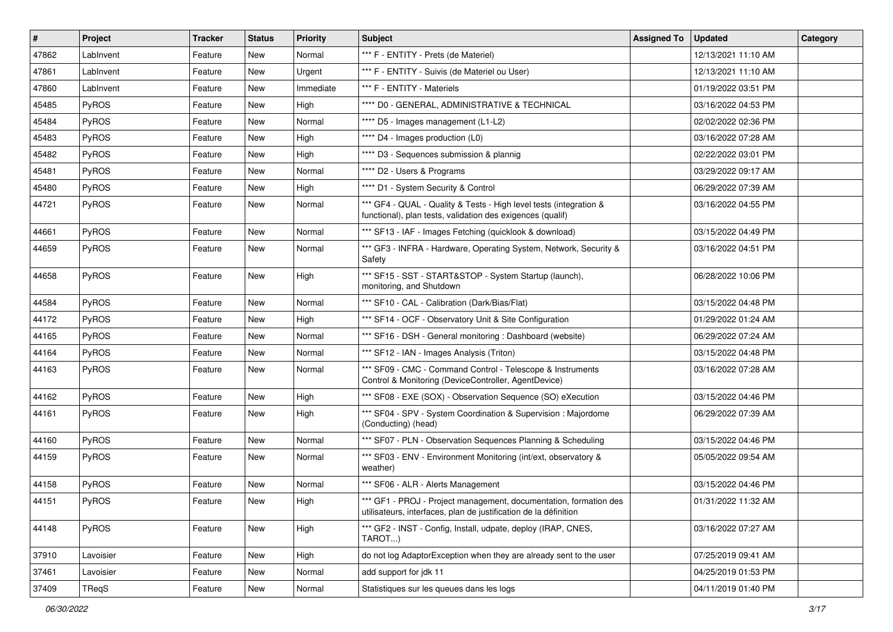| # | Project | Tracker | Status | Priority | Subject | Assigned To | Updated | Category |
|---|---|---|---|---|---|---|---|---|
| 47862 | LabInvent | Feature | New | Normal | *** F - ENTITY - Prets (de Materiel) | | 12/13/2021 11:10 AM | |
| 47861 | LabInvent | Feature | New | Urgent | *** F - ENTITY - Suivis (de Materiel ou User) | | 12/13/2021 11:10 AM | |
| 47860 | LabInvent | Feature | New | Immediate | *** F - ENTITY - Materiels | | 01/19/2022 03:51 PM | |
| 45485 | PyROS | Feature | New | High | **** D0 - GENERAL, ADMINISTRATIVE & TECHNICAL | | 03/16/2022 04:53 PM | |
| 45484 | PyROS | Feature | New | Normal | **** D5 - Images management (L1-L2) | | 02/02/2022 02:36 PM | |
| 45483 | PyROS | Feature | New | High | **** D4 - Images production (L0) | | 03/16/2022 07:28 AM | |
| 45482 | PyROS | Feature | New | High | **** D3 - Sequences submission & plannig | | 02/22/2022 03:01 PM | |
| 45481 | PyROS | Feature | New | Normal | **** D2 - Users & Programs | | 03/29/2022 09:17 AM | |
| 45480 | PyROS | Feature | New | High | **** D1 - System Security & Control | | 06/29/2022 07:39 AM | |
| 44721 | PyROS | Feature | New | Normal | *** GF4 - QUAL - Quality & Tests - High level tests (integration & functional), plan tests, validation des exigences (qualif) | | 03/16/2022 04:55 PM | |
| 44661 | PyROS | Feature | New | Normal | *** SF13 - IAF - Images Fetching (quicklook & download) | | 03/15/2022 04:49 PM | |
| 44659 | PyROS | Feature | New | Normal | *** GF3 - INFRA - Hardware, Operating System, Network, Security & Safety | | 03/16/2022 04:51 PM | |
| 44658 | PyROS | Feature | New | High | *** SF15 - SST - START&STOP - System Startup (launch), monitoring, and Shutdown | | 06/28/2022 10:06 PM | |
| 44584 | PyROS | Feature | New | Normal | *** SF10 - CAL - Calibration (Dark/Bias/Flat) | | 03/15/2022 04:48 PM | |
| 44172 | PyROS | Feature | New | High | *** SF14 - OCF - Observatory Unit & Site Configuration | | 01/29/2022 01:24 AM | |
| 44165 | PyROS | Feature | New | Normal | *** SF16 - DSH - General monitoring : Dashboard (website) | | 06/29/2022 07:24 AM | |
| 44164 | PyROS | Feature | New | Normal | *** SF12 - IAN - Images Analysis (Triton) | | 03/15/2022 04:48 PM | |
| 44163 | PyROS | Feature | New | Normal | *** SF09 - CMC - Command Control - Telescope & Instruments Control & Monitoring (DeviceController, AgentDevice) | | 03/16/2022 07:28 AM | |
| 44162 | PyROS | Feature | New | High | *** SF08 - EXE (SOX) - Observation Sequence (SO) eXecution | | 03/15/2022 04:46 PM | |
| 44161 | PyROS | Feature | New | High | *** SF04 - SPV - System Coordination & Supervision : Majordome (Conducting) (head) | | 06/29/2022 07:39 AM | |
| 44160 | PyROS | Feature | New | Normal | *** SF07 - PLN - Observation Sequences Planning & Scheduling | | 03/15/2022 04:46 PM | |
| 44159 | PyROS | Feature | New | Normal | *** SF03 - ENV - Environment Monitoring (int/ext, observatory & weather) | | 05/05/2022 09:54 AM | |
| 44158 | PyROS | Feature | New | Normal | *** SF06 - ALR - Alerts Management | | 03/15/2022 04:46 PM | |
| 44151 | PyROS | Feature | New | High | *** GF1 - PROJ - Project management, documentation, formation des utilisateurs, interfaces, plan de justification de la définition | | 01/31/2022 11:32 AM | |
| 44148 | PyROS | Feature | New | High | *** GF2 - INST - Config, Install, udpate, deploy (IRAP, CNES, TAROT...) | | 03/16/2022 07:27 AM | |
| 37910 | Lavoisier | Feature | New | High | do not log AdaptorException when they are already sent to the user | | 07/25/2019 09:41 AM | |
| 37461 | Lavoisier | Feature | New | Normal | add support for jdk 11 | | 04/25/2019 01:53 PM | |
| 37409 | TReqS | Feature | New | Normal | Statistiques sur les queues dans les logs | | 04/11/2019 01:40 PM | |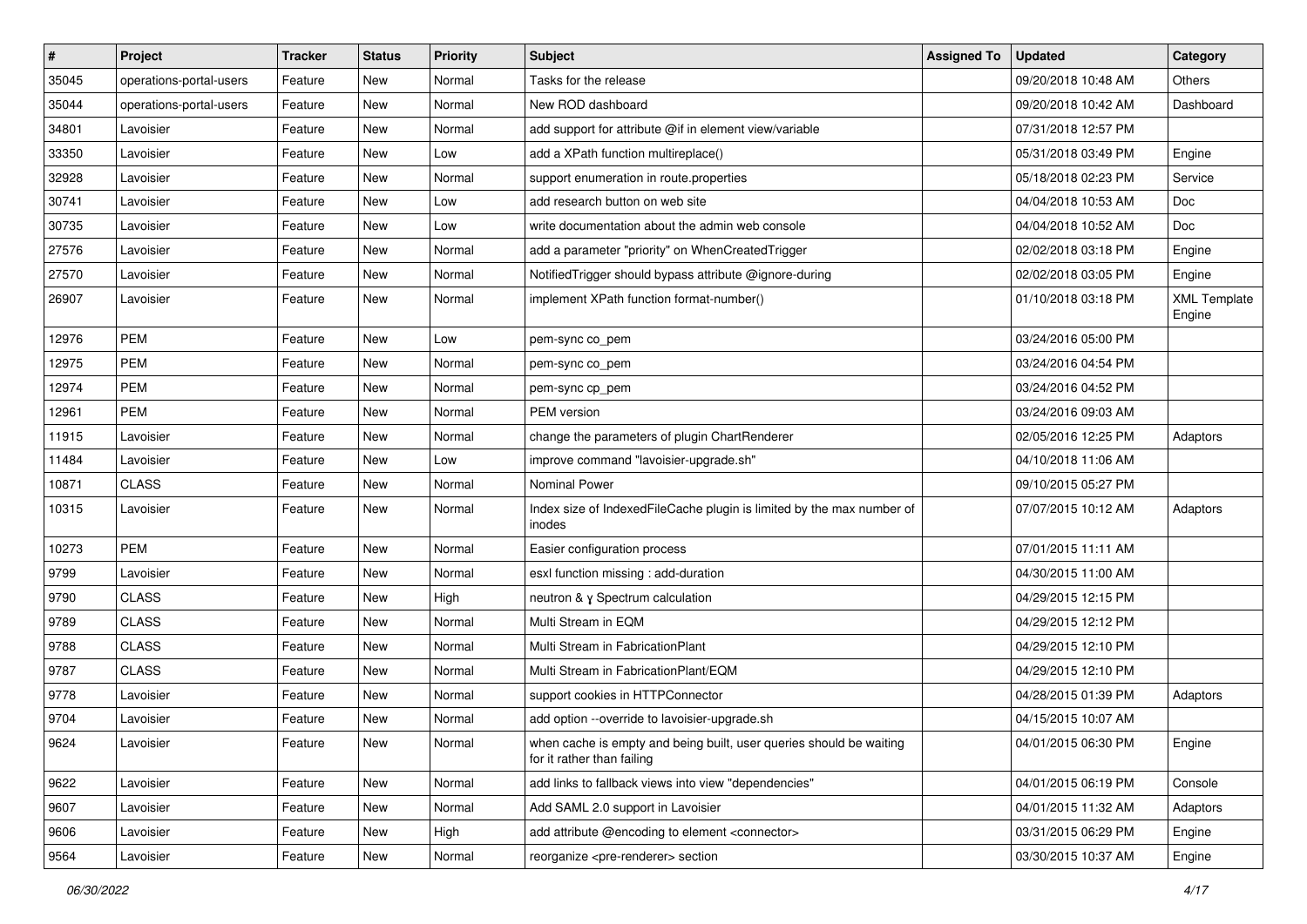| # | Project | Tracker | Status | Priority | Subject | Assigned To | Updated | Category |
|---|---|---|---|---|---|---|---|---|
| 35045 | operations-portal-users | Feature | New | Normal | Tasks for the release | | 09/20/2018 10:48 AM | Others |
| 35044 | operations-portal-users | Feature | New | Normal | New ROD dashboard | | 09/20/2018 10:42 AM | Dashboard |
| 34801 | Lavoisier | Feature | New | Normal | add support for attribute @if in element view/variable | | 07/31/2018 12:57 PM | |
| 33350 | Lavoisier | Feature | New | Low | add a XPath function multireplace() | | 05/31/2018 03:49 PM | Engine |
| 32928 | Lavoisier | Feature | New | Normal | support enumeration in route.properties | | 05/18/2018 02:23 PM | Service |
| 30741 | Lavoisier | Feature | New | Low | add research button on web site | | 04/04/2018 10:53 AM | Doc |
| 30735 | Lavoisier | Feature | New | Low | write documentation about the admin web console | | 04/04/2018 10:52 AM | Doc |
| 27576 | Lavoisier | Feature | New | Normal | add a parameter "priority" on WhenCreatedTrigger | | 02/02/2018 03:18 PM | Engine |
| 27570 | Lavoisier | Feature | New | Normal | NotifiedTrigger should bypass attribute @ignore-during | | 02/02/2018 03:05 PM | Engine |
| 26907 | Lavoisier | Feature | New | Normal | implement XPath function format-number() | | 01/10/2018 03:18 PM | XML Template Engine |
| 12976 | PEM | Feature | New | Low | pem-sync co_pem | | 03/24/2016 05:00 PM | |
| 12975 | PEM | Feature | New | Normal | pem-sync co_pem | | 03/24/2016 04:54 PM | |
| 12974 | PEM | Feature | New | Normal | pem-sync cp_pem | | 03/24/2016 04:52 PM | |
| 12961 | PEM | Feature | New | Normal | PEM version | | 03/24/2016 09:03 AM | |
| 11915 | Lavoisier | Feature | New | Normal | change the parameters of plugin ChartRenderer | | 02/05/2016 12:25 PM | Adaptors |
| 11484 | Lavoisier | Feature | New | Low | improve command "lavoisier-upgrade.sh" | | 04/10/2018 11:06 AM | |
| 10871 | CLASS | Feature | New | Normal | Nominal Power | | 09/10/2015 05:27 PM | |
| 10315 | Lavoisier | Feature | New | Normal | Index size of IndexedFileCache plugin is limited by the max number of inodes | | 07/07/2015 10:12 AM | Adaptors |
| 10273 | PEM | Feature | New | Normal | Easier configuration process | | 07/01/2015 11:11 AM | |
| 9799 | Lavoisier | Feature | New | Normal | esxl function missing : add-duration | | 04/30/2015 11:00 AM | |
| 9790 | CLASS | Feature | New | High | neutron & γ Spectrum calculation | | 04/29/2015 12:15 PM | |
| 9789 | CLASS | Feature | New | Normal | Multi Stream in EQM | | 04/29/2015 12:12 PM | |
| 9788 | CLASS | Feature | New | Normal | Multi Stream in FabricationPlant | | 04/29/2015 12:10 PM | |
| 9787 | CLASS | Feature | New | Normal | Multi Stream in FabricationPlant/EQM | | 04/29/2015 12:10 PM | |
| 9778 | Lavoisier | Feature | New | Normal | support cookies in HTTPConnector | | 04/28/2015 01:39 PM | Adaptors |
| 9704 | Lavoisier | Feature | New | Normal | add option --override to lavoisier-upgrade.sh | | 04/15/2015 10:07 AM | |
| 9624 | Lavoisier | Feature | New | Normal | when cache is empty and being built, user queries should be waiting for it rather than failing | | 04/01/2015 06:30 PM | Engine |
| 9622 | Lavoisier | Feature | New | Normal | add links to fallback views into view "dependencies" | | 04/01/2015 06:19 PM | Console |
| 9607 | Lavoisier | Feature | New | Normal | Add SAML 2.0 support in Lavoisier | | 04/01/2015 11:32 AM | Adaptors |
| 9606 | Lavoisier | Feature | New | High | add attribute @encoding to element <connector> | | 03/31/2015 06:29 PM | Engine |
| 9564 | Lavoisier | Feature | New | Normal | reorganize <pre-renderer> section | | 03/30/2015 10:37 AM | Engine |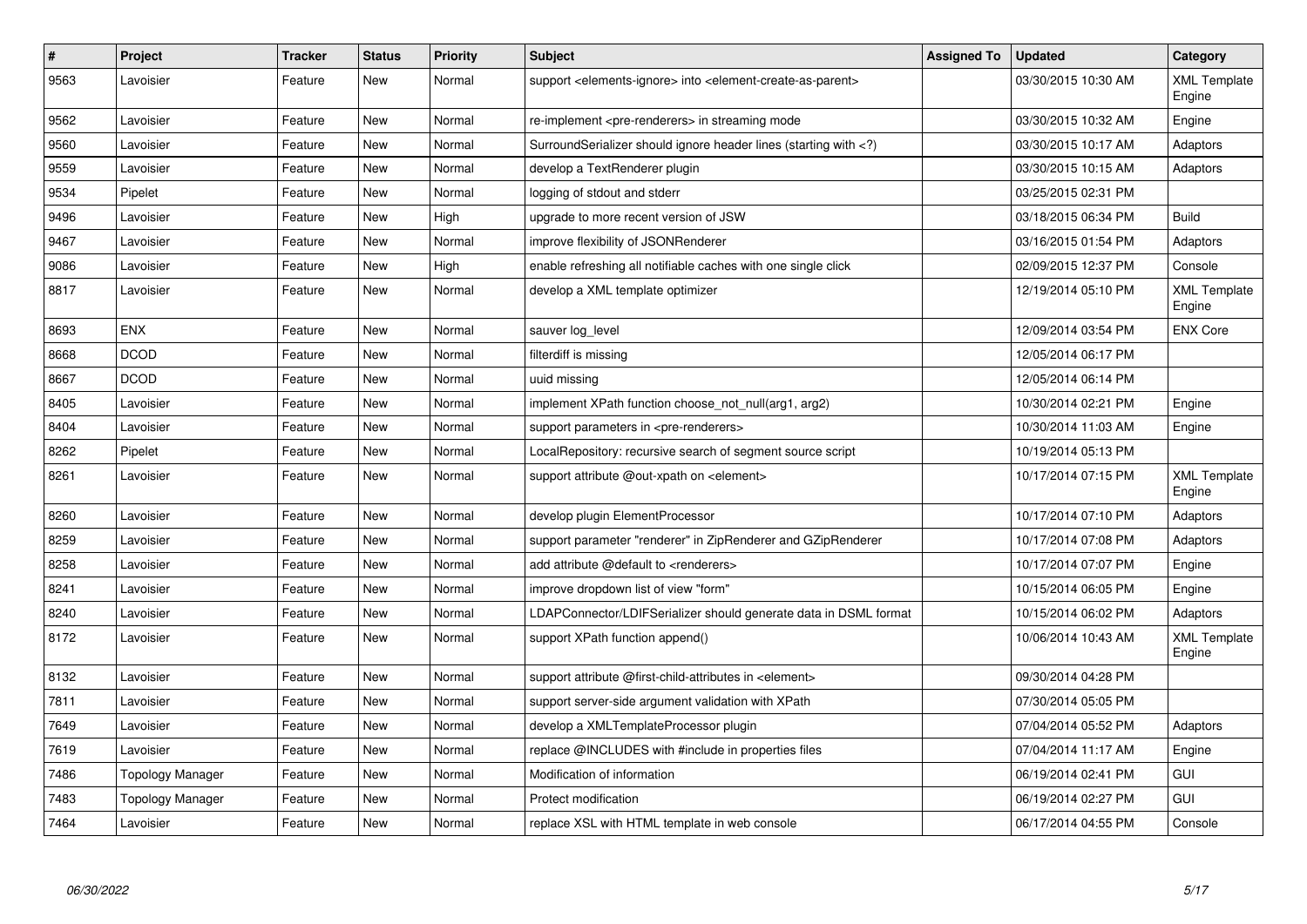| # | Project | Tracker | Status | Priority | Subject | Assigned To | Updated | Category |
|---|---|---|---|---|---|---|---|---|
| 9563 | Lavoisier | Feature | New | Normal | support <elements-ignore> into <element-create-as-parent> | | 03/30/2015 10:30 AM | XML Template Engine |
| 9562 | Lavoisier | Feature | New | Normal | re-implement <pre-renderers> in streaming mode | | 03/30/2015 10:32 AM | Engine |
| 9560 | Lavoisier | Feature | New | Normal | SurroundSerializer should ignore header lines (starting with <?) | | 03/30/2015 10:17 AM | Adaptors |
| 9559 | Lavoisier | Feature | New | Normal | develop a TextRenderer plugin | | 03/30/2015 10:15 AM | Adaptors |
| 9534 | Pipelet | Feature | New | Normal | logging of stdout and stderr | | 03/25/2015 02:31 PM | |
| 9496 | Lavoisier | Feature | New | High | upgrade to more recent version of JSW | | 03/18/2015 06:34 PM | Build |
| 9467 | Lavoisier | Feature | New | Normal | improve flexibility of JSONRenderer | | 03/16/2015 01:54 PM | Adaptors |
| 9086 | Lavoisier | Feature | New | High | enable refreshing all notifiable caches with one single click | | 02/09/2015 12:37 PM | Console |
| 8817 | Lavoisier | Feature | New | Normal | develop a XML template optimizer | | 12/19/2014 05:10 PM | XML Template Engine |
| 8693 | ENX | Feature | New | Normal | sauver log_level | | 12/09/2014 03:54 PM | ENX Core |
| 8668 | DCOD | Feature | New | Normal | filterdiff is missing | | 12/05/2014 06:17 PM | |
| 8667 | DCOD | Feature | New | Normal | uuid missing | | 12/05/2014 06:14 PM | |
| 8405 | Lavoisier | Feature | New | Normal | implement XPath function choose_not_null(arg1, arg2) | | 10/30/2014 02:21 PM | Engine |
| 8404 | Lavoisier | Feature | New | Normal | support parameters in <pre-renderers> | | 10/30/2014 11:03 AM | Engine |
| 8262 | Pipelet | Feature | New | Normal | LocalRepository: recursive search of segment source script | | 10/19/2014 05:13 PM | |
| 8261 | Lavoisier | Feature | New | Normal | support attribute @out-xpath on <element> | | 10/17/2014 07:15 PM | XML Template Engine |
| 8260 | Lavoisier | Feature | New | Normal | develop plugin ElementProcessor | | 10/17/2014 07:10 PM | Adaptors |
| 8259 | Lavoisier | Feature | New | Normal | support parameter "renderer" in ZipRenderer and GZipRenderer | | 10/17/2014 07:08 PM | Adaptors |
| 8258 | Lavoisier | Feature | New | Normal | add attribute @default to <renderers> | | 10/17/2014 07:07 PM | Engine |
| 8241 | Lavoisier | Feature | New | Normal | improve dropdown list of view "form" | | 10/15/2014 06:05 PM | Engine |
| 8240 | Lavoisier | Feature | New | Normal | LDAPConnector/LDIFSerializer should generate data in DSML format | | 10/15/2014 06:02 PM | Adaptors |
| 8172 | Lavoisier | Feature | New | Normal | support XPath function append() | | 10/06/2014 10:43 AM | XML Template Engine |
| 8132 | Lavoisier | Feature | New | Normal | support attribute @first-child-attributes in <element> | | 09/30/2014 04:28 PM | |
| 7811 | Lavoisier | Feature | New | Normal | support server-side argument validation with XPath | | 07/30/2014 05:05 PM | |
| 7649 | Lavoisier | Feature | New | Normal | develop a XMLTemplateProcessor plugin | | 07/04/2014 05:52 PM | Adaptors |
| 7619 | Lavoisier | Feature | New | Normal | replace @INCLUDES with #include in properties files | | 07/04/2014 11:17 AM | Engine |
| 7486 | Topology Manager | Feature | New | Normal | Modification of information | | 06/19/2014 02:41 PM | GUI |
| 7483 | Topology Manager | Feature | New | Normal | Protect modification | | 06/19/2014 02:27 PM | GUI |
| 7464 | Lavoisier | Feature | New | Normal | replace XSL with HTML template in web console | | 06/17/2014 04:55 PM | Console |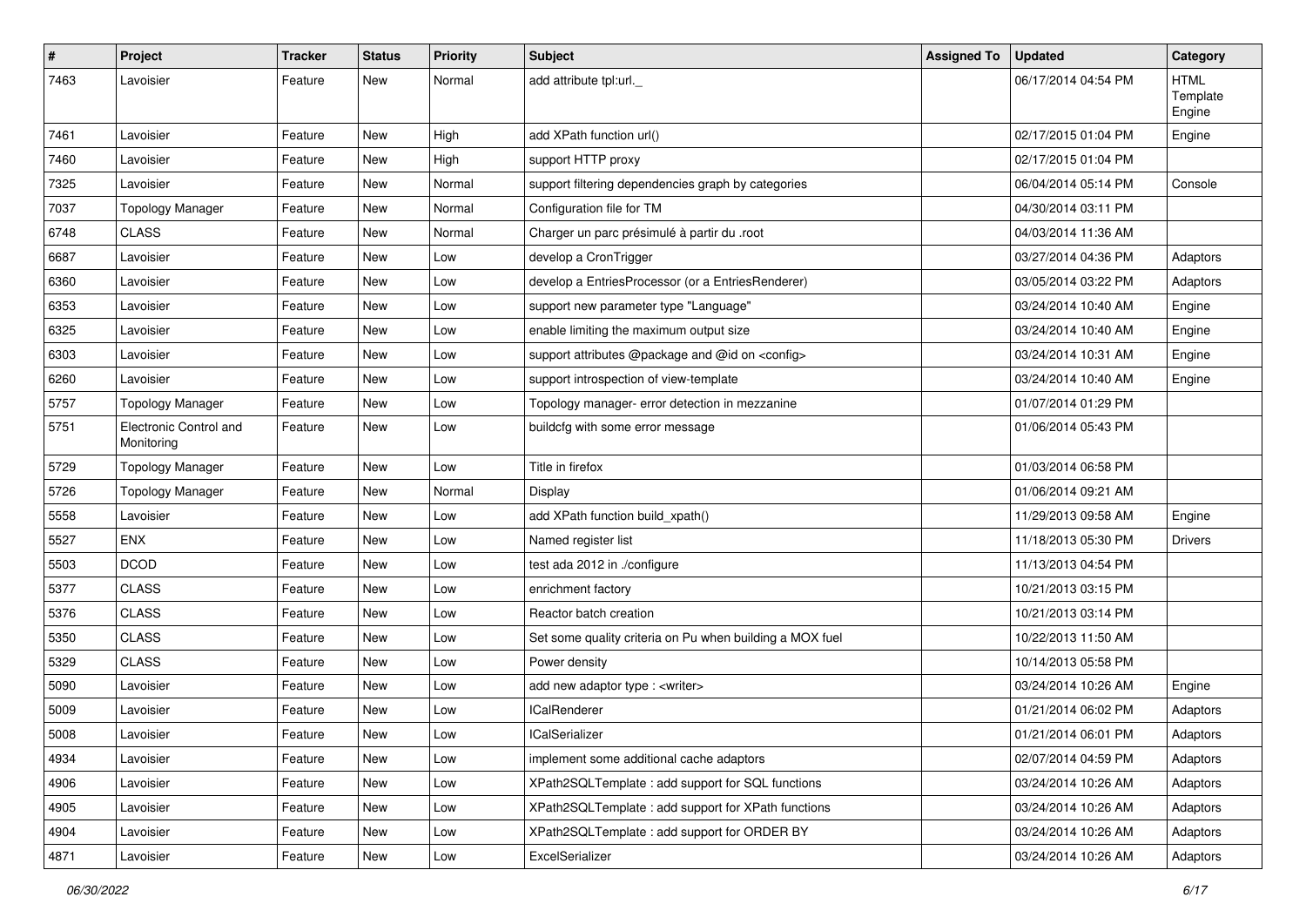| # | Project | Tracker | Status | Priority | Subject | Assigned To | Updated | Category |
|---|---|---|---|---|---|---|---|---|
| 7463 | Lavoisier | Feature | New | Normal | add attribute tpl:url._ | | 06/17/2014 04:54 PM | HTML Template Engine |
| 7461 | Lavoisier | Feature | New | High | add XPath function url() | | 02/17/2015 01:04 PM | Engine |
| 7460 | Lavoisier | Feature | New | High | support HTTP proxy | | 02/17/2015 01:04 PM | |
| 7325 | Lavoisier | Feature | New | Normal | support filtering dependencies graph by categories | | 06/04/2014 05:14 PM | Console |
| 7037 | Topology Manager | Feature | New | Normal | Configuration file for TM | | 04/30/2014 03:11 PM | |
| 6748 | CLASS | Feature | New | Normal | Charger un parc présimulé à partir du .root | | 04/03/2014 11:36 AM | |
| 6687 | Lavoisier | Feature | New | Low | develop a CronTrigger | | 03/27/2014 04:36 PM | Adaptors |
| 6360 | Lavoisier | Feature | New | Low | develop a EntriesProcessor (or a EntriesRenderer) | | 03/05/2014 03:22 PM | Adaptors |
| 6353 | Lavoisier | Feature | New | Low | support new parameter type "Language" | | 03/24/2014 10:40 AM | Engine |
| 6325 | Lavoisier | Feature | New | Low | enable limiting the maximum output size | | 03/24/2014 10:40 AM | Engine |
| 6303 | Lavoisier | Feature | New | Low | support attributes @package and @id on <config> | | 03/24/2014 10:31 AM | Engine |
| 6260 | Lavoisier | Feature | New | Low | support introspection of view-template | | 03/24/2014 10:40 AM | Engine |
| 5757 | Topology Manager | Feature | New | Low | Topology manager- error detection in mezzanine | | 01/07/2014 01:29 PM | |
| 5751 | Electronic Control and Monitoring | Feature | New | Low | buildcfg with some error message | | 01/06/2014 05:43 PM | |
| 5729 | Topology Manager | Feature | New | Low | Title in firefox | | 01/03/2014 06:58 PM | |
| 5726 | Topology Manager | Feature | New | Normal | Display | | 01/06/2014 09:21 AM | |
| 5558 | Lavoisier | Feature | New | Low | add XPath function build_xpath() | | 11/29/2013 09:58 AM | Engine |
| 5527 | ENX | Feature | New | Low | Named register list | | 11/18/2013 05:30 PM | Drivers |
| 5503 | DCOD | Feature | New | Low | test ada 2012 in ./configure | | 11/13/2013 04:54 PM | |
| 5377 | CLASS | Feature | New | Low | enrichment factory | | 10/21/2013 03:15 PM | |
| 5376 | CLASS | Feature | New | Low | Reactor batch creation | | 10/21/2013 03:14 PM | |
| 5350 | CLASS | Feature | New | Low | Set some quality criteria on Pu when building a MOX fuel | | 10/22/2013 11:50 AM | |
| 5329 | CLASS | Feature | New | Low | Power density | | 10/14/2013 05:58 PM | |
| 5090 | Lavoisier | Feature | New | Low | add new adaptor type : <writer> | | 03/24/2014 10:26 AM | Engine |
| 5009 | Lavoisier | Feature | New | Low | ICalRenderer | | 01/21/2014 06:02 PM | Adaptors |
| 5008 | Lavoisier | Feature | New | Low | ICalSerializer | | 01/21/2014 06:01 PM | Adaptors |
| 4934 | Lavoisier | Feature | New | Low | implement some additional cache adaptors | | 02/07/2014 04:59 PM | Adaptors |
| 4906 | Lavoisier | Feature | New | Low | XPath2SQLTemplate : add support for SQL functions | | 03/24/2014 10:26 AM | Adaptors |
| 4905 | Lavoisier | Feature | New | Low | XPath2SQLTemplate : add support for XPath functions | | 03/24/2014 10:26 AM | Adaptors |
| 4904 | Lavoisier | Feature | New | Low | XPath2SQLTemplate : add support for ORDER BY | | 03/24/2014 10:26 AM | Adaptors |
| 4871 | Lavoisier | Feature | New | Low | ExcelSerializer | | 03/24/2014 10:26 AM | Adaptors |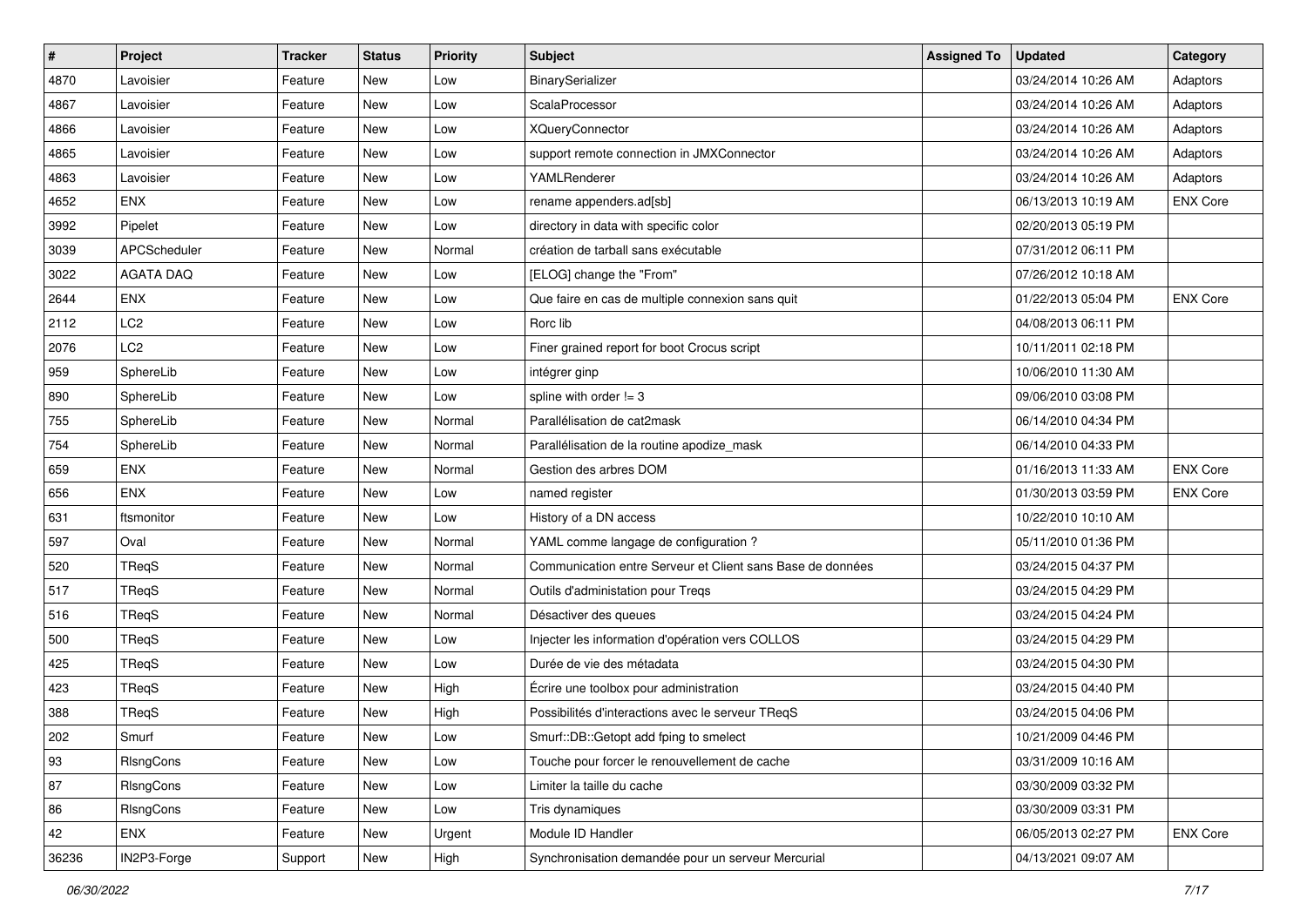| # | Project | Tracker | Status | Priority | Subject | Assigned To | Updated | Category |
|---|---|---|---|---|---|---|---|---|
| 4870 | Lavoisier | Feature | New | Low | BinarySerializer | | 03/24/2014 10:26 AM | Adaptors |
| 4867 | Lavoisier | Feature | New | Low | ScalaProcessor | | 03/24/2014 10:26 AM | Adaptors |
| 4866 | Lavoisier | Feature | New | Low | XQueryConnector | | 03/24/2014 10:26 AM | Adaptors |
| 4865 | Lavoisier | Feature | New | Low | support remote connection in JMXConnector | | 03/24/2014 10:26 AM | Adaptors |
| 4863 | Lavoisier | Feature | New | Low | YAMLRenderer | | 03/24/2014 10:26 AM | Adaptors |
| 4652 | ENX | Feature | New | Low | rename appenders.ad[sb] | | 06/13/2013 10:19 AM | ENX Core |
| 3992 | Pipelet | Feature | New | Low | directory in data with specific color | | 02/20/2013 05:19 PM | |
| 3039 | APCScheduler | Feature | New | Normal | création de tarball sans exécutable | | 07/31/2012 06:11 PM | |
| 3022 | AGATA DAQ | Feature | New | Low | [ELOG] change the "From" | | 07/26/2012 10:18 AM | |
| 2644 | ENX | Feature | New | Low | Que faire en cas de multiple connexion sans quit | | 01/22/2013 05:04 PM | ENX Core |
| 2112 | LC2 | Feature | New | Low | Rorc lib | | 04/08/2013 06:11 PM | |
| 2076 | LC2 | Feature | New | Low | Finer grained report for boot Crocus script | | 10/11/2011 02:18 PM | |
| 959 | SphereLib | Feature | New | Low | intégrer ginp | | 10/06/2010 11:30 AM | |
| 890 | SphereLib | Feature | New | Low | spline with order != 3 | | 09/06/2010 03:08 PM | |
| 755 | SphereLib | Feature | New | Normal | Parallélisation de cat2mask | | 06/14/2010 04:34 PM | |
| 754 | SphereLib | Feature | New | Normal | Parallélisation de la routine apodize_mask | | 06/14/2010 04:33 PM | |
| 659 | ENX | Feature | New | Normal | Gestion des arbres DOM | | 01/16/2013 11:33 AM | ENX Core |
| 656 | ENX | Feature | New | Low | named register | | 01/30/2013 03:59 PM | ENX Core |
| 631 | ftsmonitor | Feature | New | Low | History of a DN access | | 10/22/2010 10:10 AM | |
| 597 | Oval | Feature | New | Normal | YAML comme langage de configuration ? | | 05/11/2010 01:36 PM | |
| 520 | TReqS | Feature | New | Normal | Communication entre Serveur et Client sans Base de données | | 03/24/2015 04:37 PM | |
| 517 | TReqS | Feature | New | Normal | Outils d'administation pour Treqs | | 03/24/2015 04:29 PM | |
| 516 | TReqS | Feature | New | Normal | Désactiver des queues | | 03/24/2015 04:24 PM | |
| 500 | TReqS | Feature | New | Low | Injecter les information d'opération vers COLLOS | | 03/24/2015 04:29 PM | |
| 425 | TReqS | Feature | New | Low | Durée de vie des métadata | | 03/24/2015 04:30 PM | |
| 423 | TReqS | Feature | New | High | Écrire une toolbox pour administration | | 03/24/2015 04:40 PM | |
| 388 | TReqS | Feature | New | High | Possibilités d'interactions avec le serveur TReqS | | 03/24/2015 04:06 PM | |
| 202 | Smurf | Feature | New | Low | Smurf::DB::Getopt add fping to smelect | | 10/21/2009 04:46 PM | |
| 93 | RlsngCons | Feature | New | Low | Touche pour forcer le renouvellement de cache | | 03/31/2009 10:16 AM | |
| 87 | RlsngCons | Feature | New | Low | Limiter la taille du cache | | 03/30/2009 03:32 PM | |
| 86 | RlsngCons | Feature | New | Low | Tris dynamiques | | 03/30/2009 03:31 PM | |
| 42 | ENX | Feature | New | Urgent | Module ID Handler | | 06/05/2013 02:27 PM | ENX Core |
| 36236 | IN2P3-Forge | Support | New | High | Synchronisation demandée pour un serveur Mercurial | | 04/13/2021 09:07 AM | |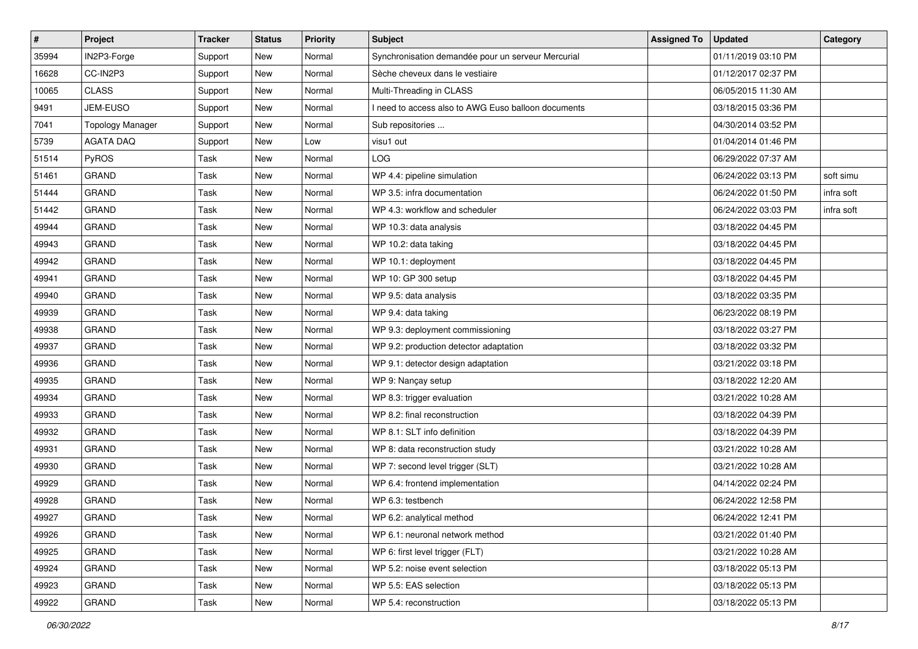| # | Project | Tracker | Status | Priority | Subject | Assigned To | Updated | Category |
|---|---|---|---|---|---|---|---|---|
| 35994 | IN2P3-Forge | Support | New | Normal | Synchronisation demandée pour un serveur Mercurial | | 01/11/2019 03:10 PM | |
| 16628 | CC-IN2P3 | Support | New | Normal | Sèche cheveux dans le vestiaire | | 01/12/2017 02:37 PM | |
| 10065 | CLASS | Support | New | Normal | Multi-Threading in CLASS | | 06/05/2015 11:30 AM | |
| 9491 | JEM-EUSO | Support | New | Normal | I need to access also to AWG Euso balloon documents | | 03/18/2015 03:36 PM | |
| 7041 | Topology Manager | Support | New | Normal | Sub repositories ... | | 04/30/2014 03:52 PM | |
| 5739 | AGATA DAQ | Support | New | Low | visu1 out | | 01/04/2014 01:46 PM | |
| 51514 | PyROS | Task | New | Normal | LOG | | 06/29/2022 07:37 AM | |
| 51461 | GRAND | Task | New | Normal | WP 4.4: pipeline simulation | | 06/24/2022 03:13 PM | soft simu |
| 51444 | GRAND | Task | New | Normal | WP 3.5: infra documentation | | 06/24/2022 01:50 PM | infra soft |
| 51442 | GRAND | Task | New | Normal | WP 4.3: workflow and scheduler | | 06/24/2022 03:03 PM | infra soft |
| 49944 | GRAND | Task | New | Normal | WP 10.3: data analysis | | 03/18/2022 04:45 PM | |
| 49943 | GRAND | Task | New | Normal | WP 10.2: data taking | | 03/18/2022 04:45 PM | |
| 49942 | GRAND | Task | New | Normal | WP 10.1: deployment | | 03/18/2022 04:45 PM | |
| 49941 | GRAND | Task | New | Normal | WP 10: GP 300 setup | | 03/18/2022 04:45 PM | |
| 49940 | GRAND | Task | New | Normal | WP 9.5: data analysis | | 03/18/2022 03:35 PM | |
| 49939 | GRAND | Task | New | Normal | WP 9.4: data taking | | 06/23/2022 08:19 PM | |
| 49938 | GRAND | Task | New | Normal | WP 9.3: deployment commissioning | | 03/18/2022 03:27 PM | |
| 49937 | GRAND | Task | New | Normal | WP 9.2: production detector adaptation | | 03/18/2022 03:32 PM | |
| 49936 | GRAND | Task | New | Normal | WP 9.1: detector design adaptation | | 03/21/2022 03:18 PM | |
| 49935 | GRAND | Task | New | Normal | WP 9: Nançay setup | | 03/18/2022 12:20 AM | |
| 49934 | GRAND | Task | New | Normal | WP 8.3: trigger evaluation | | 03/21/2022 10:28 AM | |
| 49933 | GRAND | Task | New | Normal | WP 8.2: final reconstruction | | 03/18/2022 04:39 PM | |
| 49932 | GRAND | Task | New | Normal | WP 8.1: SLT info definition | | 03/18/2022 04:39 PM | |
| 49931 | GRAND | Task | New | Normal | WP 8: data reconstruction study | | 03/21/2022 10:28 AM | |
| 49930 | GRAND | Task | New | Normal | WP 7: second level trigger (SLT) | | 03/21/2022 10:28 AM | |
| 49929 | GRAND | Task | New | Normal | WP 6.4: frontend implementation | | 04/14/2022 02:24 PM | |
| 49928 | GRAND | Task | New | Normal | WP 6.3: testbench | | 06/24/2022 12:58 PM | |
| 49927 | GRAND | Task | New | Normal | WP 6.2: analytical method | | 06/24/2022 12:41 PM | |
| 49926 | GRAND | Task | New | Normal | WP 6.1: neuronal network method | | 03/21/2022 01:40 PM | |
| 49925 | GRAND | Task | New | Normal | WP 6: first level trigger (FLT) | | 03/21/2022 10:28 AM | |
| 49924 | GRAND | Task | New | Normal | WP 5.2: noise event selection | | 03/18/2022 05:13 PM | |
| 49923 | GRAND | Task | New | Normal | WP 5.5: EAS selection | | 03/18/2022 05:13 PM | |
| 49922 | GRAND | Task | New | Normal | WP 5.4: reconstruction | | 03/18/2022 05:13 PM | |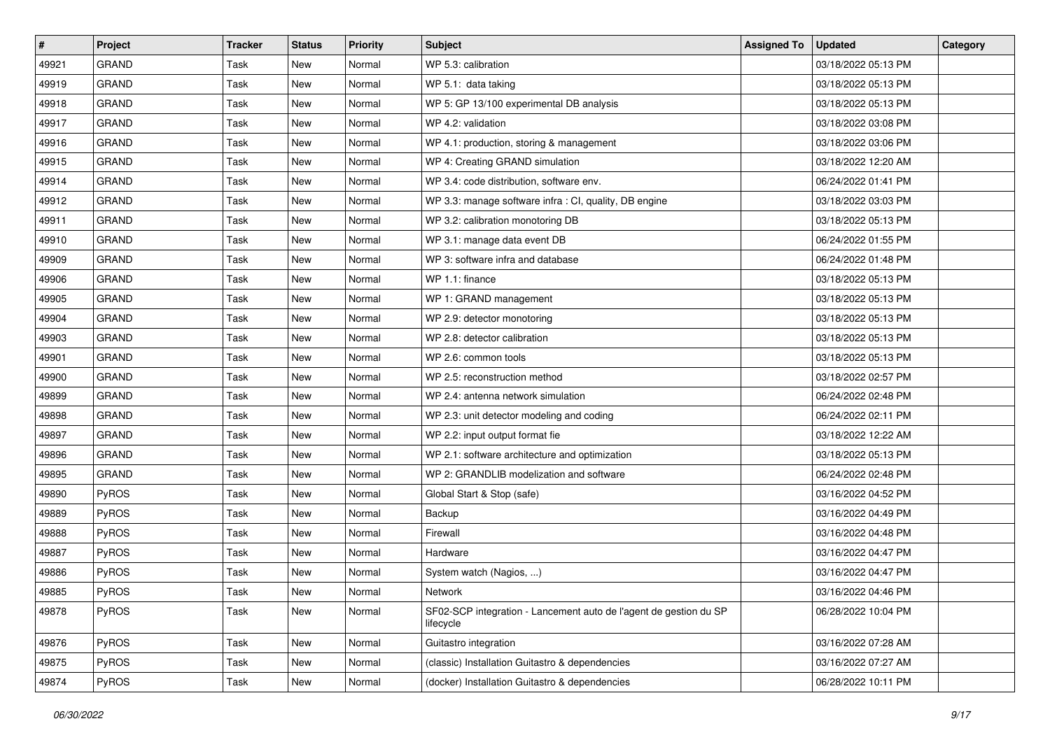| # | Project | Tracker | Status | Priority | Subject | Assigned To | Updated | Category |
|---|---|---|---|---|---|---|---|---|
| 49921 | GRAND | Task | New | Normal | WP 5.3: calibration | | 03/18/2022 05:13 PM | |
| 49919 | GRAND | Task | New | Normal | WP 5.1: data taking | | 03/18/2022 05:13 PM | |
| 49918 | GRAND | Task | New | Normal | WP 5: GP 13/100 experimental DB analysis | | 03/18/2022 05:13 PM | |
| 49917 | GRAND | Task | New | Normal | WP 4.2: validation | | 03/18/2022 03:08 PM | |
| 49916 | GRAND | Task | New | Normal | WP 4.1: production, storing & management | | 03/18/2022 03:06 PM | |
| 49915 | GRAND | Task | New | Normal | WP 4: Creating GRAND simulation | | 03/18/2022 12:20 AM | |
| 49914 | GRAND | Task | New | Normal | WP 3.4: code distribution, software env. | | 06/24/2022 01:41 PM | |
| 49912 | GRAND | Task | New | Normal | WP 3.3: manage software infra : CI, quality, DB engine | | 03/18/2022 03:03 PM | |
| 49911 | GRAND | Task | New | Normal | WP 3.2: calibration monotoring DB | | 03/18/2022 05:13 PM | |
| 49910 | GRAND | Task | New | Normal | WP 3.1: manage data event DB | | 06/24/2022 01:55 PM | |
| 49909 | GRAND | Task | New | Normal | WP 3: software infra and database | | 06/24/2022 01:48 PM | |
| 49906 | GRAND | Task | New | Normal | WP 1.1: finance | | 03/18/2022 05:13 PM | |
| 49905 | GRAND | Task | New | Normal | WP 1: GRAND management | | 03/18/2022 05:13 PM | |
| 49904 | GRAND | Task | New | Normal | WP 2.9: detector monotoring | | 03/18/2022 05:13 PM | |
| 49903 | GRAND | Task | New | Normal | WP 2.8: detector calibration | | 03/18/2022 05:13 PM | |
| 49901 | GRAND | Task | New | Normal | WP 2.6: common tools | | 03/18/2022 05:13 PM | |
| 49900 | GRAND | Task | New | Normal | WP 2.5: reconstruction method | | 03/18/2022 02:57 PM | |
| 49899 | GRAND | Task | New | Normal | WP 2.4: antenna network simulation | | 06/24/2022 02:48 PM | |
| 49898 | GRAND | Task | New | Normal | WP 2.3: unit detector modeling and coding | | 06/24/2022 02:11 PM | |
| 49897 | GRAND | Task | New | Normal | WP 2.2: input output format fie | | 03/18/2022 12:22 AM | |
| 49896 | GRAND | Task | New | Normal | WP 2.1: software architecture and optimization | | 03/18/2022 05:13 PM | |
| 49895 | GRAND | Task | New | Normal | WP 2: GRANDLIB modelization and software | | 06/24/2022 02:48 PM | |
| 49890 | PyROS | Task | New | Normal | Global Start & Stop (safe) | | 03/16/2022 04:52 PM | |
| 49889 | PyROS | Task | New | Normal | Backup | | 03/16/2022 04:49 PM | |
| 49888 | PyROS | Task | New | Normal | Firewall | | 03/16/2022 04:48 PM | |
| 49887 | PyROS | Task | New | Normal | Hardware | | 03/16/2022 04:47 PM | |
| 49886 | PyROS | Task | New | Normal | System watch (Nagios, ...) | | 03/16/2022 04:47 PM | |
| 49885 | PyROS | Task | New | Normal | Network | | 03/16/2022 04:46 PM | |
| 49878 | PyROS | Task | New | Normal | SF02-SCP integration - Lancement auto de l'agent de gestion du SP lifecycle | | 06/28/2022 10:04 PM | |
| 49876 | PyROS | Task | New | Normal | Guitastro integration | | 03/16/2022 07:28 AM | |
| 49875 | PyROS | Task | New | Normal | (classic) Installation Guitastro & dependencies | | 03/16/2022 07:27 AM | |
| 49874 | PyROS | Task | New | Normal | (docker) Installation Guitastro & dependencies | | 06/28/2022 10:11 PM | |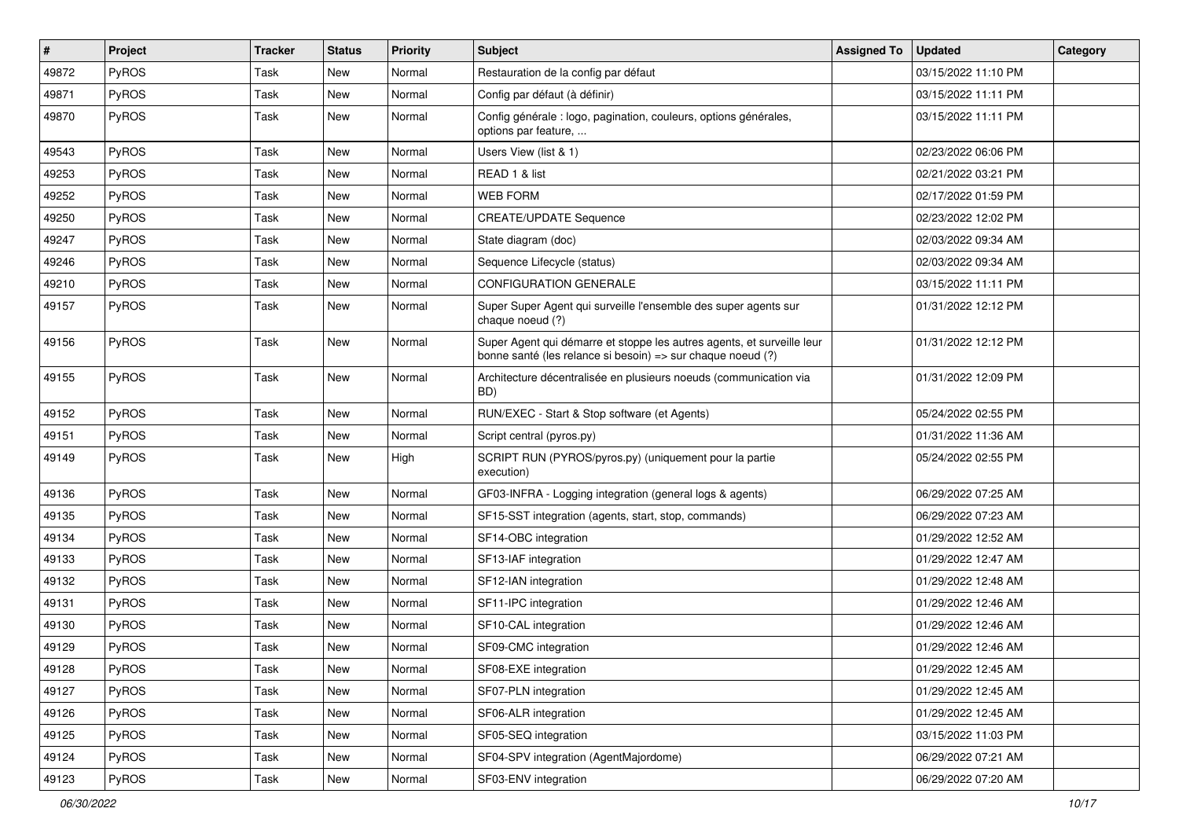| # | Project | Tracker | Status | Priority | Subject | Assigned To | Updated | Category |
|---|---|---|---|---|---|---|---|---|
| 49872 | PyROS | Task | New | Normal | Restauration de la config par défaut | | 03/15/2022 11:10 PM | |
| 49871 | PyROS | Task | New | Normal | Config par défaut (à définir) | | 03/15/2022 11:11 PM | |
| 49870 | PyROS | Task | New | Normal | Config générale : logo, pagination, couleurs, options générales, options par feature, ... | | 03/15/2022 11:11 PM | |
| 49543 | PyROS | Task | New | Normal | Users View (list & 1) | | 02/23/2022 06:06 PM | |
| 49253 | PyROS | Task | New | Normal | READ 1 & list | | 02/21/2022 03:21 PM | |
| 49252 | PyROS | Task | New | Normal | WEB FORM | | 02/17/2022 01:59 PM | |
| 49250 | PyROS | Task | New | Normal | CREATE/UPDATE Sequence | | 02/23/2022 12:02 PM | |
| 49247 | PyROS | Task | New | Normal | State diagram (doc) | | 02/03/2022 09:34 AM | |
| 49246 | PyROS | Task | New | Normal | Sequence Lifecycle (status) | | 02/03/2022 09:34 AM | |
| 49210 | PyROS | Task | New | Normal | CONFIGURATION GENERALE | | 03/15/2022 11:11 PM | |
| 49157 | PyROS | Task | New | Normal | Super Super Agent qui surveille l'ensemble des super agents sur chaque noeud (?) | | 01/31/2022 12:12 PM | |
| 49156 | PyROS | Task | New | Normal | Super Agent qui démarre et stoppe les autres agents, et surveille leur bonne santé (les relance si besoin) => sur chaque noeud (?) | | 01/31/2022 12:12 PM | |
| 49155 | PyROS | Task | New | Normal | Architecture décentralisée en plusieurs noeuds (communication via BD) | | 01/31/2022 12:09 PM | |
| 49152 | PyROS | Task | New | Normal | RUN/EXEC - Start & Stop software (et Agents) | | 05/24/2022 02:55 PM | |
| 49151 | PyROS | Task | New | Normal | Script central (pyros.py) | | 01/31/2022 11:36 AM | |
| 49149 | PyROS | Task | New | High | SCRIPT RUN (PYROS/pyros.py) (uniquement pour la partie execution) | | 05/24/2022 02:55 PM | |
| 49136 | PyROS | Task | New | Normal | GF03-INFRA - Logging integration (general logs & agents) | | 06/29/2022 07:25 AM | |
| 49135 | PyROS | Task | New | Normal | SF15-SST integration (agents, start, stop, commands) | | 06/29/2022 07:23 AM | |
| 49134 | PyROS | Task | New | Normal | SF14-OBC integration | | 01/29/2022 12:52 AM | |
| 49133 | PyROS | Task | New | Normal | SF13-IAF integration | | 01/29/2022 12:47 AM | |
| 49132 | PyROS | Task | New | Normal | SF12-IAN integration | | 01/29/2022 12:48 AM | |
| 49131 | PyROS | Task | New | Normal | SF11-IPC integration | | 01/29/2022 12:46 AM | |
| 49130 | PyROS | Task | New | Normal | SF10-CAL integration | | 01/29/2022 12:46 AM | |
| 49129 | PyROS | Task | New | Normal | SF09-CMC integration | | 01/29/2022 12:46 AM | |
| 49128 | PyROS | Task | New | Normal | SF08-EXE integration | | 01/29/2022 12:45 AM | |
| 49127 | PyROS | Task | New | Normal | SF07-PLN integration | | 01/29/2022 12:45 AM | |
| 49126 | PyROS | Task | New | Normal | SF06-ALR integration | | 01/29/2022 12:45 AM | |
| 49125 | PyROS | Task | New | Normal | SF05-SEQ integration | | 03/15/2022 11:03 PM | |
| 49124 | PyROS | Task | New | Normal | SF04-SPV integration (AgentMajordome) | | 06/29/2022 07:21 AM | |
| 49123 | PyROS | Task | New | Normal | SF03-ENV integration | | 06/29/2022 07:20 AM | |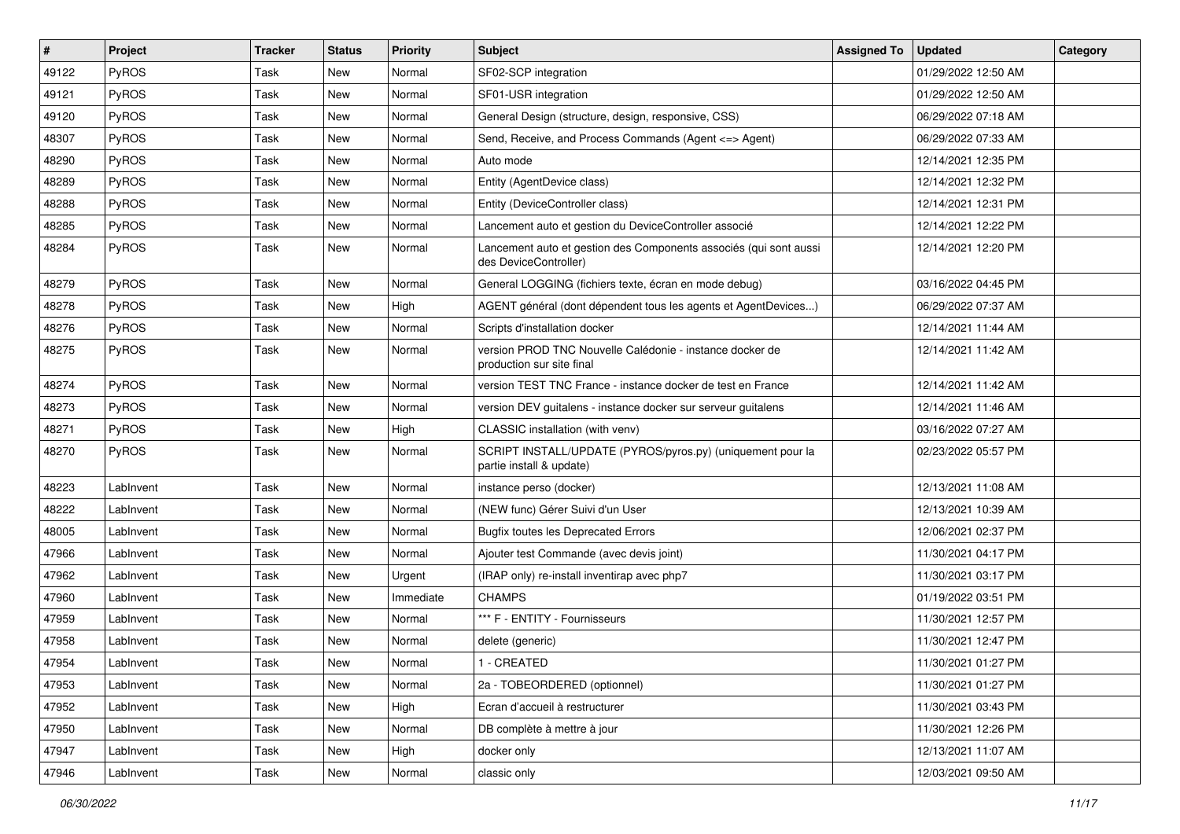| # | Project | Tracker | Status | Priority | Subject | Assigned To | Updated | Category |
|---|---|---|---|---|---|---|---|---|
| 49122 | PyROS | Task | New | Normal | SF02-SCP integration | | 01/29/2022 12:50 AM | |
| 49121 | PyROS | Task | New | Normal | SF01-USR integration | | 01/29/2022 12:50 AM | |
| 49120 | PyROS | Task | New | Normal | General Design (structure, design, responsive, CSS) | | 06/29/2022 07:18 AM | |
| 48307 | PyROS | Task | New | Normal | Send, Receive, and Process Commands (Agent <=> Agent) | | 06/29/2022 07:33 AM | |
| 48290 | PyROS | Task | New | Normal | Auto mode | | 12/14/2021 12:35 PM | |
| 48289 | PyROS | Task | New | Normal | Entity (AgentDevice class) | | 12/14/2021 12:32 PM | |
| 48288 | PyROS | Task | New | Normal | Entity (DeviceController class) | | 12/14/2021 12:31 PM | |
| 48285 | PyROS | Task | New | Normal | Lancement auto et gestion du DeviceController associé | | 12/14/2021 12:22 PM | |
| 48284 | PyROS | Task | New | Normal | Lancement auto et gestion des Components associés (qui sont aussi des DeviceController) | | 12/14/2021 12:20 PM | |
| 48279 | PyROS | Task | New | Normal | General LOGGING (fichiers texte, écran en mode debug) | | 03/16/2022 04:45 PM | |
| 48278 | PyROS | Task | New | High | AGENT général (dont dépendent tous les agents et AgentDevices...) | | 06/29/2022 07:37 AM | |
| 48276 | PyROS | Task | New | Normal | Scripts d'installation docker | | 12/14/2021 11:44 AM | |
| 48275 | PyROS | Task | New | Normal | version PROD TNC Nouvelle Calédonie - instance docker de production sur site final | | 12/14/2021 11:42 AM | |
| 48274 | PyROS | Task | New | Normal | version TEST TNC France - instance docker de test en France | | 12/14/2021 11:42 AM | |
| 48273 | PyROS | Task | New | Normal | version DEV guitalens - instance docker sur serveur guitalens | | 12/14/2021 11:46 AM | |
| 48271 | PyROS | Task | New | High | CLASSIC installation (with venv) | | 03/16/2022 07:27 AM | |
| 48270 | PyROS | Task | New | Normal | SCRIPT INSTALL/UPDATE (PYROS/pyros.py) (uniquement pour la partie install & update) | | 02/23/2022 05:57 PM | |
| 48223 | LabInvent | Task | New | Normal | instance perso (docker) | | 12/13/2021 11:08 AM | |
| 48222 | LabInvent | Task | New | Normal | (NEW func) Gérer Suivi d'un User | | 12/13/2021 10:39 AM | |
| 48005 | LabInvent | Task | New | Normal | Bugfix toutes les Deprecated Errors | | 12/06/2021 02:37 PM | |
| 47966 | LabInvent | Task | New | Normal | Ajouter test Commande (avec devis joint) | | 11/30/2021 04:17 PM | |
| 47962 | LabInvent | Task | New | Urgent | (IRAP only) re-install inventirap avec php7 | | 11/30/2021 03:17 PM | |
| 47960 | LabInvent | Task | New | Immediate | CHAMPS | | 01/19/2022 03:51 PM | |
| 47959 | LabInvent | Task | New | Normal | *** F - ENTITY - Fournisseurs | | 11/30/2021 12:57 PM | |
| 47958 | LabInvent | Task | New | Normal | delete (generic) | | 11/30/2021 12:47 PM | |
| 47954 | LabInvent | Task | New | Normal | 1 - CREATED | | 11/30/2021 01:27 PM | |
| 47953 | LabInvent | Task | New | Normal | 2a - TOBEORDERED (optionnel) | | 11/30/2021 01:27 PM | |
| 47952 | LabInvent | Task | New | High | Ecran d'accueil à restructurer | | 11/30/2021 03:43 PM | |
| 47950 | LabInvent | Task | New | Normal | DB complète à mettre à jour | | 11/30/2021 12:26 PM | |
| 47947 | LabInvent | Task | New | High | docker only | | 12/13/2021 11:07 AM | |
| 47946 | LabInvent | Task | New | Normal | classic only | | 12/03/2021 09:50 AM | |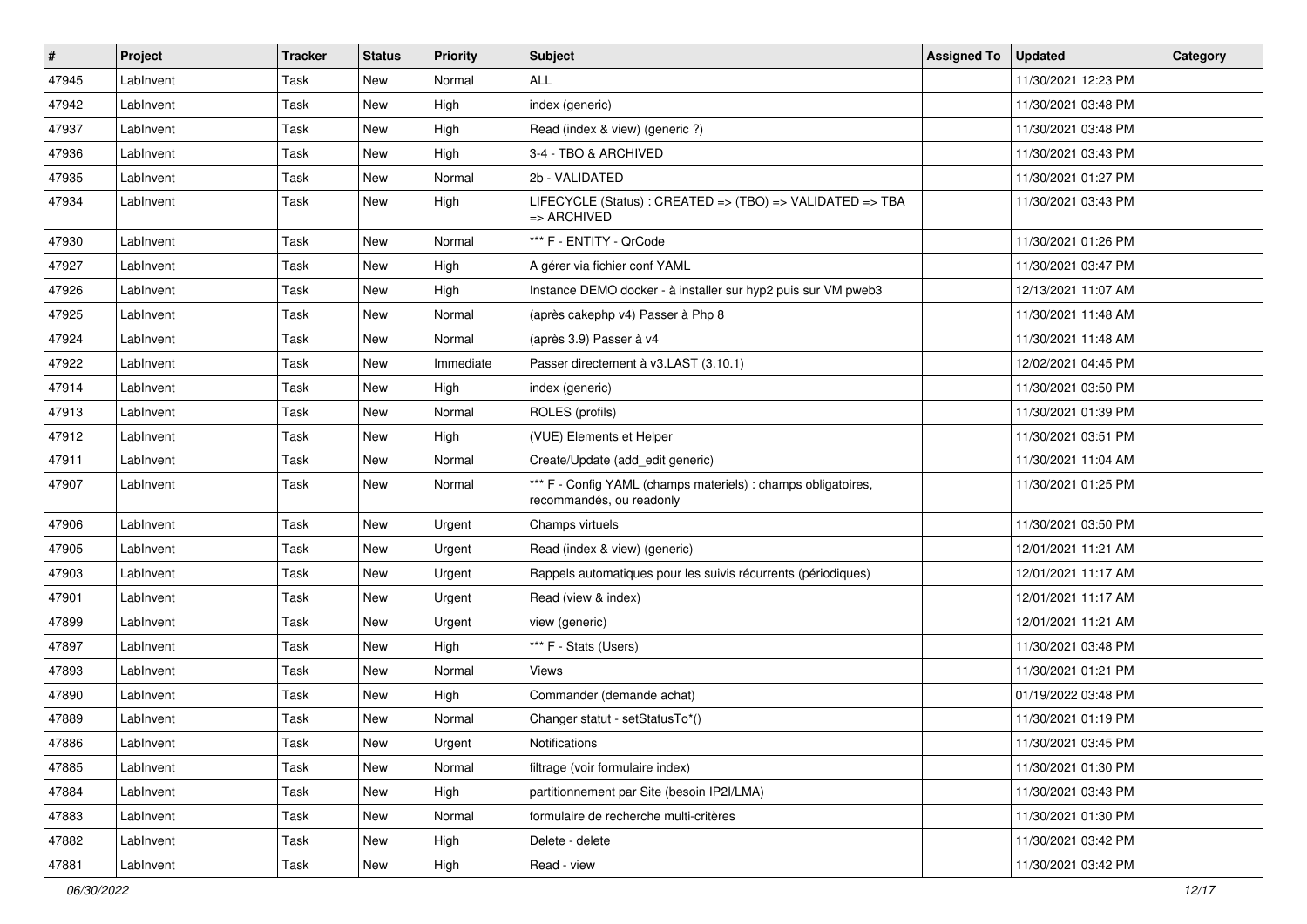| # | Project | Tracker | Status | Priority | Subject | Assigned To | Updated | Category |
|---|---|---|---|---|---|---|---|---|
| 47945 | LabInvent | Task | New | Normal | ALL | | 11/30/2021 12:23 PM | |
| 47942 | LabInvent | Task | New | High | index (generic) | | 11/30/2021 03:48 PM | |
| 47937 | LabInvent | Task | New | High | Read (index & view) (generic ?) | | 11/30/2021 03:48 PM | |
| 47936 | LabInvent | Task | New | High | 3-4 - TBO & ARCHIVED | | 11/30/2021 03:43 PM | |
| 47935 | LabInvent | Task | New | Normal | 2b - VALIDATED | | 11/30/2021 01:27 PM | |
| 47934 | LabInvent | Task | New | High | LIFECYCLE (Status) : CREATED => (TBO) => VALIDATED => TBA => ARCHIVED | | 11/30/2021 03:43 PM | |
| 47930 | LabInvent | Task | New | Normal | *** F - ENTITY - QrCode | | 11/30/2021 01:26 PM | |
| 47927 | LabInvent | Task | New | High | A gérer via fichier conf YAML | | 11/30/2021 03:47 PM | |
| 47926 | LabInvent | Task | New | High | Instance DEMO docker - à installer sur hyp2 puis sur VM pweb3 | | 12/13/2021 11:07 AM | |
| 47925 | LabInvent | Task | New | Normal | (après cakephp v4) Passer à Php 8 | | 11/30/2021 11:48 AM | |
| 47924 | LabInvent | Task | New | Normal | (après 3.9) Passer à v4 | | 11/30/2021 11:48 AM | |
| 47922 | LabInvent | Task | New | Immediate | Passer directement à v3.LAST (3.10.1) | | 12/02/2021 04:45 PM | |
| 47914 | LabInvent | Task | New | High | index (generic) | | 11/30/2021 03:50 PM | |
| 47913 | LabInvent | Task | New | Normal | ROLES (profils) | | 11/30/2021 01:39 PM | |
| 47912 | LabInvent | Task | New | High | (VUE) Elements et Helper | | 11/30/2021 03:51 PM | |
| 47911 | LabInvent | Task | New | Normal | Create/Update (add_edit generic) | | 11/30/2021 11:04 AM | |
| 47907 | LabInvent | Task | New | Normal | *** F - Config YAML (champs materiels) : champs obligatoires, recommandés, ou readonly | | 11/30/2021 01:25 PM | |
| 47906 | LabInvent | Task | New | Urgent | Champs virtuels | | 11/30/2021 03:50 PM | |
| 47905 | LabInvent | Task | New | Urgent | Read (index & view) (generic) | | 12/01/2021 11:21 AM | |
| 47903 | LabInvent | Task | New | Urgent | Rappels automatiques pour les suivis récurrents (périodiques) | | 12/01/2021 11:17 AM | |
| 47901 | LabInvent | Task | New | Urgent | Read (view & index) | | 12/01/2021 11:17 AM | |
| 47899 | LabInvent | Task | New | Urgent | view (generic) | | 12/01/2021 11:21 AM | |
| 47897 | LabInvent | Task | New | High | *** F - Stats (Users) | | 11/30/2021 03:48 PM | |
| 47893 | LabInvent | Task | New | Normal | Views | | 11/30/2021 01:21 PM | |
| 47890 | LabInvent | Task | New | High | Commander (demande achat) | | 01/19/2022 03:48 PM | |
| 47889 | LabInvent | Task | New | Normal | Changer statut - setStatusTo*() | | 11/30/2021 01:19 PM | |
| 47886 | LabInvent | Task | New | Urgent | Notifications | | 11/30/2021 03:45 PM | |
| 47885 | LabInvent | Task | New | Normal | filtrage (voir formulaire index) | | 11/30/2021 01:30 PM | |
| 47884 | LabInvent | Task | New | High | partitionnement par Site (besoin IP2I/LMA) | | 11/30/2021 03:43 PM | |
| 47883 | LabInvent | Task | New | Normal | formulaire de recherche multi-critères | | 11/30/2021 01:30 PM | |
| 47882 | LabInvent | Task | New | High | Delete - delete | | 11/30/2021 03:42 PM | |
| 47881 | LabInvent | Task | New | High | Read - view | | 11/30/2021 03:42 PM | |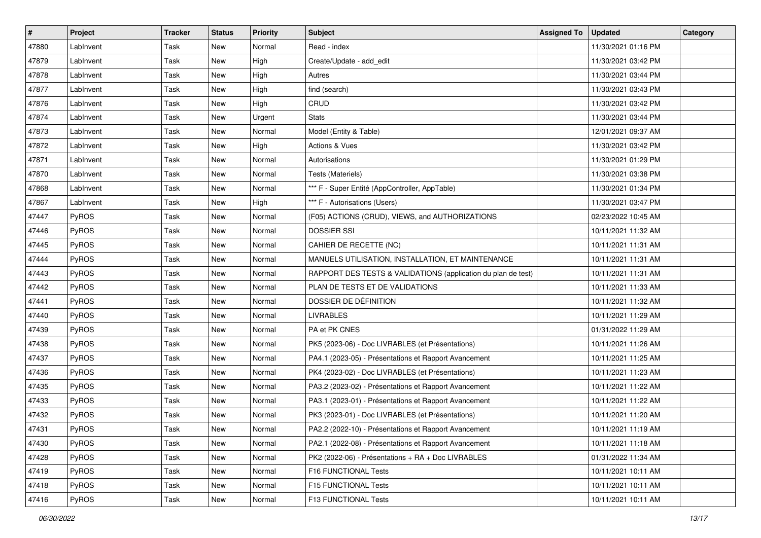| # | Project | Tracker | Status | Priority | Subject | Assigned To | Updated | Category |
|---|---|---|---|---|---|---|---|---|
| 47880 | LabInvent | Task | New | Normal | Read - index | | 11/30/2021 01:16 PM | |
| 47879 | LabInvent | Task | New | High | Create/Update - add_edit | | 11/30/2021 03:42 PM | |
| 47878 | LabInvent | Task | New | High | Autres | | 11/30/2021 03:44 PM | |
| 47877 | LabInvent | Task | New | High | find (search) | | 11/30/2021 03:43 PM | |
| 47876 | LabInvent | Task | New | High | CRUD | | 11/30/2021 03:42 PM | |
| 47874 | LabInvent | Task | New | Urgent | Stats | | 11/30/2021 03:44 PM | |
| 47873 | LabInvent | Task | New | Normal | Model (Entity & Table) | | 12/01/2021 09:37 AM | |
| 47872 | LabInvent | Task | New | High | Actions & Vues | | 11/30/2021 03:42 PM | |
| 47871 | LabInvent | Task | New | Normal | Autorisations | | 11/30/2021 01:29 PM | |
| 47870 | LabInvent | Task | New | Normal | Tests (Materiels) | | 11/30/2021 03:38 PM | |
| 47868 | LabInvent | Task | New | Normal | *** F - Super Entité (AppController, AppTable) | | 11/30/2021 01:34 PM | |
| 47867 | LabInvent | Task | New | High | *** F - Autorisations (Users) | | 11/30/2021 03:47 PM | |
| 47447 | PyROS | Task | New | Normal | (F05) ACTIONS (CRUD), VIEWS, and AUTHORIZATIONS | | 02/23/2022 10:45 AM | |
| 47446 | PyROS | Task | New | Normal | DOSSIER SSI | | 10/11/2021 11:32 AM | |
| 47445 | PyROS | Task | New | Normal | CAHIER DE RECETTE (NC) | | 10/11/2021 11:31 AM | |
| 47444 | PyROS | Task | New | Normal | MANUELS UTILISATION, INSTALLATION, ET MAINTENANCE | | 10/11/2021 11:31 AM | |
| 47443 | PyROS | Task | New | Normal | RAPPORT DES TESTS & VALIDATIONS (application du plan de test) | | 10/11/2021 11:31 AM | |
| 47442 | PyROS | Task | New | Normal | PLAN DE TESTS ET DE VALIDATIONS | | 10/11/2021 11:33 AM | |
| 47441 | PyROS | Task | New | Normal | DOSSIER DE DÉFINITION | | 10/11/2021 11:32 AM | |
| 47440 | PyROS | Task | New | Normal | LIVRABLES | | 10/11/2021 11:29 AM | |
| 47439 | PyROS | Task | New | Normal | PA et PK CNES | | 01/31/2022 11:29 AM | |
| 47438 | PyROS | Task | New | Normal | PK5 (2023-06) - Doc LIVRABLES (et Présentations) | | 10/11/2021 11:26 AM | |
| 47437 | PyROS | Task | New | Normal | PA4.1 (2023-05) - Présentations et Rapport Avancement | | 10/11/2021 11:25 AM | |
| 47436 | PyROS | Task | New | Normal | PK4 (2023-02) - Doc LIVRABLES (et Présentations) | | 10/11/2021 11:23 AM | |
| 47435 | PyROS | Task | New | Normal | PA3.2 (2023-02) - Présentations et Rapport Avancement | | 10/11/2021 11:22 AM | |
| 47433 | PyROS | Task | New | Normal | PA3.1 (2023-01) - Présentations et Rapport Avancement | | 10/11/2021 11:22 AM | |
| 47432 | PyROS | Task | New | Normal | PK3 (2023-01) - Doc LIVRABLES (et Présentations) | | 10/11/2021 11:20 AM | |
| 47431 | PyROS | Task | New | Normal | PA2.2 (2022-10) - Présentations et Rapport Avancement | | 10/11/2021 11:19 AM | |
| 47430 | PyROS | Task | New | Normal | PA2.1 (2022-08) - Présentations et Rapport Avancement | | 10/11/2021 11:18 AM | |
| 47428 | PyROS | Task | New | Normal | PK2 (2022-06) - Présentations + RA + Doc LIVRABLES | | 01/31/2022 11:34 AM | |
| 47419 | PyROS | Task | New | Normal | F16 FUNCTIONAL Tests | | 10/11/2021 10:11 AM | |
| 47418 | PyROS | Task | New | Normal | F15 FUNCTIONAL Tests | | 10/11/2021 10:11 AM | |
| 47416 | PyROS | Task | New | Normal | F13 FUNCTIONAL Tests | | 10/11/2021 10:11 AM | |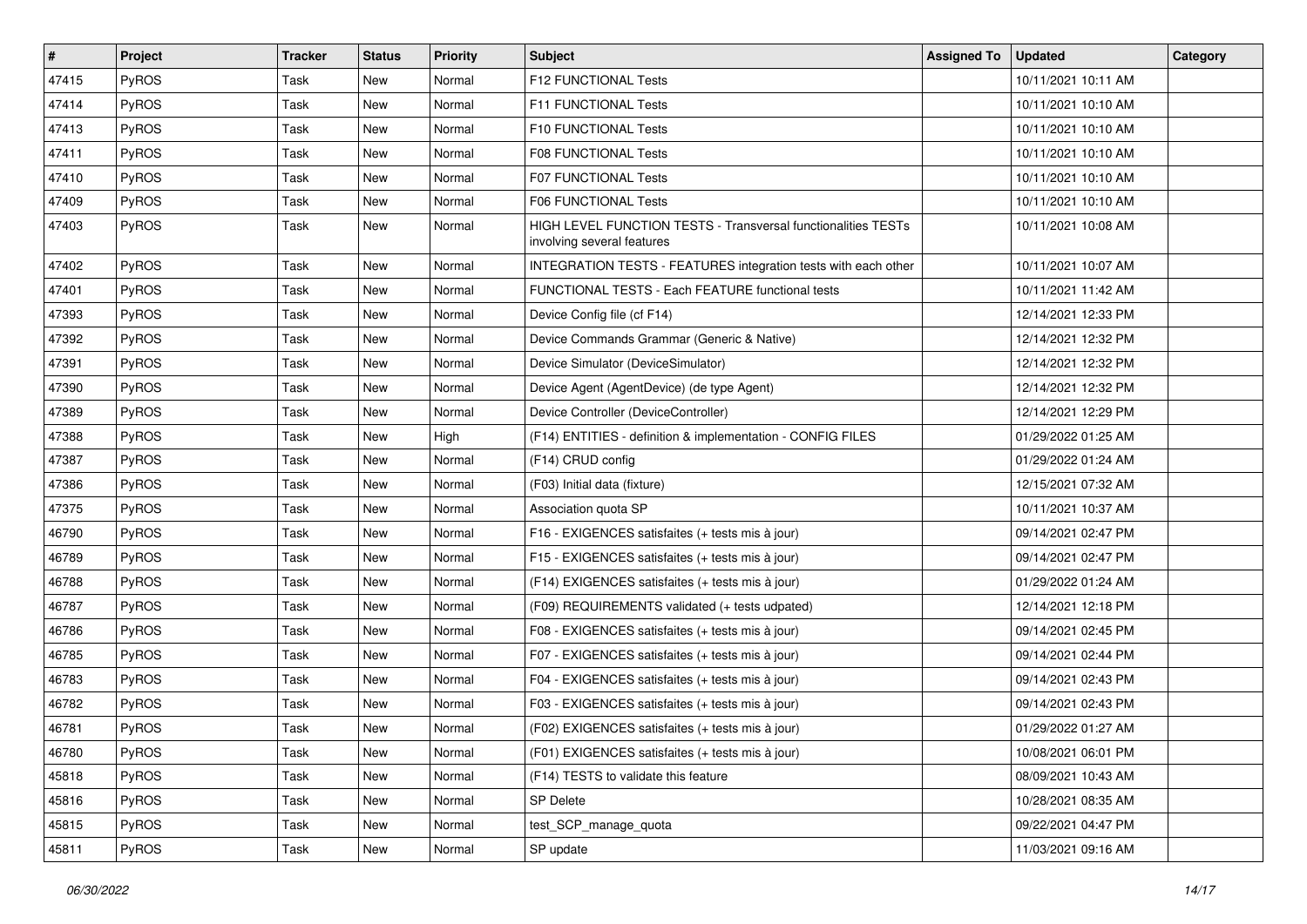| # | Project | Tracker | Status | Priority | Subject | Assigned To | Updated | Category |
|---|---|---|---|---|---|---|---|---|
| 47415 | PyROS | Task | New | Normal | F12 FUNCTIONAL Tests | | 10/11/2021 10:11 AM | |
| 47414 | PyROS | Task | New | Normal | F11 FUNCTIONAL Tests | | 10/11/2021 10:10 AM | |
| 47413 | PyROS | Task | New | Normal | F10 FUNCTIONAL Tests | | 10/11/2021 10:10 AM | |
| 47411 | PyROS | Task | New | Normal | F08 FUNCTIONAL Tests | | 10/11/2021 10:10 AM | |
| 47410 | PyROS | Task | New | Normal | F07 FUNCTIONAL Tests | | 10/11/2021 10:10 AM | |
| 47409 | PyROS | Task | New | Normal | F06 FUNCTIONAL Tests | | 10/11/2021 10:10 AM | |
| 47403 | PyROS | Task | New | Normal | HIGH LEVEL FUNCTION TESTS - Transversal functionalities TESTs involving several features | | 10/11/2021 10:08 AM | |
| 47402 | PyROS | Task | New | Normal | INTEGRATION TESTS - FEATURES integration tests with each other | | 10/11/2021 10:07 AM | |
| 47401 | PyROS | Task | New | Normal | FUNCTIONAL TESTS - Each FEATURE functional tests | | 10/11/2021 11:42 AM | |
| 47393 | PyROS | Task | New | Normal | Device Config file (cf F14) | | 12/14/2021 12:33 PM | |
| 47392 | PyROS | Task | New | Normal | Device Commands Grammar (Generic & Native) | | 12/14/2021 12:32 PM | |
| 47391 | PyROS | Task | New | Normal | Device Simulator (DeviceSimulator) | | 12/14/2021 12:32 PM | |
| 47390 | PyROS | Task | New | Normal | Device Agent (AgentDevice) (de type Agent) | | 12/14/2021 12:32 PM | |
| 47389 | PyROS | Task | New | Normal | Device Controller (DeviceController) | | 12/14/2021 12:29 PM | |
| 47388 | PyROS | Task | New | High | (F14) ENTITIES - definition & implementation - CONFIG FILES | | 01/29/2022 01:25 AM | |
| 47387 | PyROS | Task | New | Normal | (F14) CRUD config | | 01/29/2022 01:24 AM | |
| 47386 | PyROS | Task | New | Normal | (F03) Initial data (fixture) | | 12/15/2021 07:32 AM | |
| 47375 | PyROS | Task | New | Normal | Association quota SP | | 10/11/2021 10:37 AM | |
| 46790 | PyROS | Task | New | Normal | F16 - EXIGENCES satisfaites (+ tests mis à jour) | | 09/14/2021 02:47 PM | |
| 46789 | PyROS | Task | New | Normal | F15 - EXIGENCES satisfaites (+ tests mis à jour) | | 09/14/2021 02:47 PM | |
| 46788 | PyROS | Task | New | Normal | (F14) EXIGENCES satisfaites (+ tests mis à jour) | | 01/29/2022 01:24 AM | |
| 46787 | PyROS | Task | New | Normal | (F09) REQUIREMENTS validated (+ tests udpated) | | 12/14/2021 12:18 PM | |
| 46786 | PyROS | Task | New | Normal | F08 - EXIGENCES satisfaites (+ tests mis à jour) | | 09/14/2021 02:45 PM | |
| 46785 | PyROS | Task | New | Normal | F07 - EXIGENCES satisfaites (+ tests mis à jour) | | 09/14/2021 02:44 PM | |
| 46783 | PyROS | Task | New | Normal | F04 - EXIGENCES satisfaites (+ tests mis à jour) | | 09/14/2021 02:43 PM | |
| 46782 | PyROS | Task | New | Normal | F03 - EXIGENCES satisfaites (+ tests mis à jour) | | 09/14/2021 02:43 PM | |
| 46781 | PyROS | Task | New | Normal | (F02) EXIGENCES satisfaites (+ tests mis à jour) | | 01/29/2022 01:27 AM | |
| 46780 | PyROS | Task | New | Normal | (F01) EXIGENCES satisfaites (+ tests mis à jour) | | 10/08/2021 06:01 PM | |
| 45818 | PyROS | Task | New | Normal | (F14) TESTS to validate this feature | | 08/09/2021 10:43 AM | |
| 45816 | PyROS | Task | New | Normal | SP Delete | | 10/28/2021 08:35 AM | |
| 45815 | PyROS | Task | New | Normal | test_SCP_manage_quota | | 09/22/2021 04:47 PM | |
| 45811 | PyROS | Task | New | Normal | SP update | | 11/03/2021 09:16 AM | |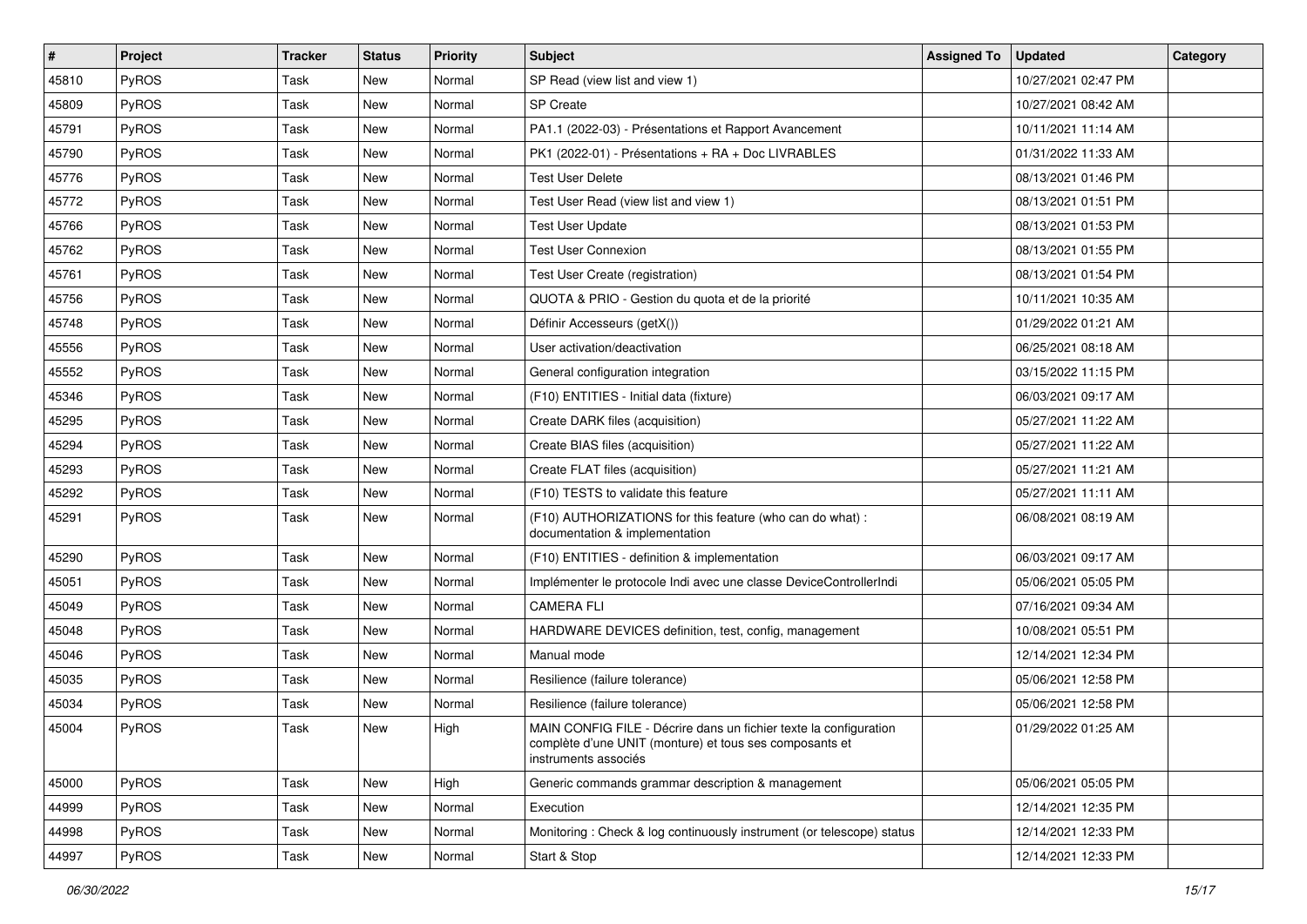| # | Project | Tracker | Status | Priority | Subject | Assigned To | Updated | Category |
|---|---|---|---|---|---|---|---|---|
| 45810 | PyROS | Task | New | Normal | SP Read (view list and view 1) | | 10/27/2021 02:47 PM | |
| 45809 | PyROS | Task | New | Normal | SP Create | | 10/27/2021 08:42 AM | |
| 45791 | PyROS | Task | New | Normal | PA1.1 (2022-03) - Présentations et Rapport Avancement | | 10/11/2021 11:14 AM | |
| 45790 | PyROS | Task | New | Normal | PK1 (2022-01) - Présentations + RA + Doc LIVRABLES | | 01/31/2022 11:33 AM | |
| 45776 | PyROS | Task | New | Normal | Test User Delete | | 08/13/2021 01:46 PM | |
| 45772 | PyROS | Task | New | Normal | Test User Read (view list and view 1) | | 08/13/2021 01:51 PM | |
| 45766 | PyROS | Task | New | Normal | Test User Update | | 08/13/2021 01:53 PM | |
| 45762 | PyROS | Task | New | Normal | Test User Connexion | | 08/13/2021 01:55 PM | |
| 45761 | PyROS | Task | New | Normal | Test User Create (registration) | | 08/13/2021 01:54 PM | |
| 45756 | PyROS | Task | New | Normal | QUOTA & PRIO - Gestion du quota et de la priorité | | 10/11/2021 10:35 AM | |
| 45748 | PyROS | Task | New | Normal | Définir Accesseurs (getX()) | | 01/29/2022 01:21 AM | |
| 45556 | PyROS | Task | New | Normal | User activation/deactivation | | 06/25/2021 08:18 AM | |
| 45552 | PyROS | Task | New | Normal | General configuration integration | | 03/15/2022 11:15 PM | |
| 45346 | PyROS | Task | New | Normal | (F10) ENTITIES - Initial data (fixture) | | 06/03/2021 09:17 AM | |
| 45295 | PyROS | Task | New | Normal | Create DARK files (acquisition) | | 05/27/2021 11:22 AM | |
| 45294 | PyROS | Task | New | Normal | Create BIAS files (acquisition) | | 05/27/2021 11:22 AM | |
| 45293 | PyROS | Task | New | Normal | Create FLAT files (acquisition) | | 05/27/2021 11:21 AM | |
| 45292 | PyROS | Task | New | Normal | (F10) TESTS to validate this feature | | 05/27/2021 11:11 AM | |
| 45291 | PyROS | Task | New | Normal | (F10) AUTHORIZATIONS for this feature (who can do what) : documentation & implementation | | 06/08/2021 08:19 AM | |
| 45290 | PyROS | Task | New | Normal | (F10) ENTITIES - definition & implementation | | 06/03/2021 09:17 AM | |
| 45051 | PyROS | Task | New | Normal | Implémenter le protocole Indi avec une classe DeviceControllerIndi | | 05/06/2021 05:05 PM | |
| 45049 | PyROS | Task | New | Normal | CAMERA FLI | | 07/16/2021 09:34 AM | |
| 45048 | PyROS | Task | New | Normal | HARDWARE DEVICES definition, test, config, management | | 10/08/2021 05:51 PM | |
| 45046 | PyROS | Task | New | Normal | Manual mode | | 12/14/2021 12:34 PM | |
| 45035 | PyROS | Task | New | Normal | Resilience (failure tolerance) | | 05/06/2021 12:58 PM | |
| 45034 | PyROS | Task | New | Normal | Resilience (failure tolerance) | | 05/06/2021 12:58 PM | |
| 45004 | PyROS | Task | New | High | MAIN CONFIG FILE - Décrire dans un fichier texte la configuration complète d'une UNIT (monture) et tous ses composants et instruments associés | | 01/29/2022 01:25 AM | |
| 45000 | PyROS | Task | New | High | Generic commands grammar description & management | | 05/06/2021 05:05 PM | |
| 44999 | PyROS | Task | New | Normal | Execution | | 12/14/2021 12:35 PM | |
| 44998 | PyROS | Task | New | Normal | Monitoring : Check & log continuously instrument (or telescope) status | | 12/14/2021 12:33 PM | |
| 44997 | PyROS | Task | New | Normal | Start & Stop | | 12/14/2021 12:33 PM | |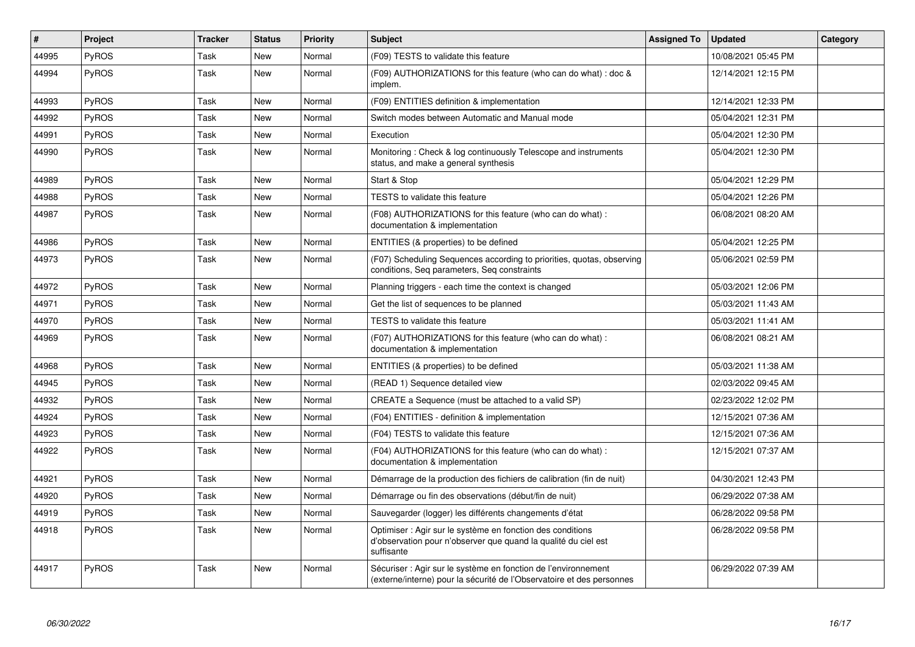| # | Project | Tracker | Status | Priority | Subject | Assigned To | Updated | Category |
|---|---|---|---|---|---|---|---|---|
| 44995 | PyROS | Task | New | Normal | (F09) TESTS to validate this feature | | 10/08/2021 05:45 PM | |
| 44994 | PyROS | Task | New | Normal | (F09) AUTHORIZATIONS for this feature (who can do what) : doc & implem. | | 12/14/2021 12:15 PM | |
| 44993 | PyROS | Task | New | Normal | (F09) ENTITIES definition & implementation | | 12/14/2021 12:33 PM | |
| 44992 | PyROS | Task | New | Normal | Switch modes between Automatic and Manual mode | | 05/04/2021 12:31 PM | |
| 44991 | PyROS | Task | New | Normal | Execution | | 05/04/2021 12:30 PM | |
| 44990 | PyROS | Task | New | Normal | Monitoring : Check & log continuously Telescope and instruments status, and make a general synthesis | | 05/04/2021 12:30 PM | |
| 44989 | PyROS | Task | New | Normal | Start & Stop | | 05/04/2021 12:29 PM | |
| 44988 | PyROS | Task | New | Normal | TESTS to validate this feature | | 05/04/2021 12:26 PM | |
| 44987 | PyROS | Task | New | Normal | (F08) AUTHORIZATIONS for this feature (who can do what) : documentation & implementation | | 06/08/2021 08:20 AM | |
| 44986 | PyROS | Task | New | Normal | ENTITIES (& properties) to be defined | | 05/04/2021 12:25 PM | |
| 44973 | PyROS | Task | New | Normal | (F07) Scheduling Sequences according to priorities, quotas, observing conditions, Seq parameters, Seq constraints | | 05/06/2021 02:59 PM | |
| 44972 | PyROS | Task | New | Normal | Planning triggers - each time the context is changed | | 05/03/2021 12:06 PM | |
| 44971 | PyROS | Task | New | Normal | Get the list of sequences to be planned | | 05/03/2021 11:43 AM | |
| 44970 | PyROS | Task | New | Normal | TESTS to validate this feature | | 05/03/2021 11:41 AM | |
| 44969 | PyROS | Task | New | Normal | (F07) AUTHORIZATIONS for this feature (who can do what) : documentation & implementation | | 06/08/2021 08:21 AM | |
| 44968 | PyROS | Task | New | Normal | ENTITIES (& properties) to be defined | | 05/03/2021 11:38 AM | |
| 44945 | PyROS | Task | New | Normal | (READ 1) Sequence detailed view | | 02/03/2022 09:45 AM | |
| 44932 | PyROS | Task | New | Normal | CREATE a Sequence (must be attached to a valid SP) | | 02/23/2022 12:02 PM | |
| 44924 | PyROS | Task | New | Normal | (F04) ENTITIES - definition & implementation | | 12/15/2021 07:36 AM | |
| 44923 | PyROS | Task | New | Normal | (F04) TESTS to validate this feature | | 12/15/2021 07:36 AM | |
| 44922 | PyROS | Task | New | Normal | (F04) AUTHORIZATIONS for this feature (who can do what) : documentation & implementation | | 12/15/2021 07:37 AM | |
| 44921 | PyROS | Task | New | Normal | Démarrage de la production des fichiers de calibration (fin de nuit) | | 04/30/2021 12:43 PM | |
| 44920 | PyROS | Task | New | Normal | Démarrage ou fin des observations (début/fin de nuit) | | 06/29/2022 07:38 AM | |
| 44919 | PyROS | Task | New | Normal | Sauvegarder (logger) les différents changements d'état | | 06/28/2022 09:58 PM | |
| 44918 | PyROS | Task | New | Normal | Optimiser : Agir sur le système en fonction des conditions d'observation pour n'observer que quand la qualité du ciel est suffisante | | 06/28/2022 09:58 PM | |
| 44917 | PyROS | Task | New | Normal | Sécuriser : Agir sur le système en fonction de l'environnement (externe/interne) pour la sécurité de l'Observatoire et des personnes | | 06/29/2022 07:39 AM | |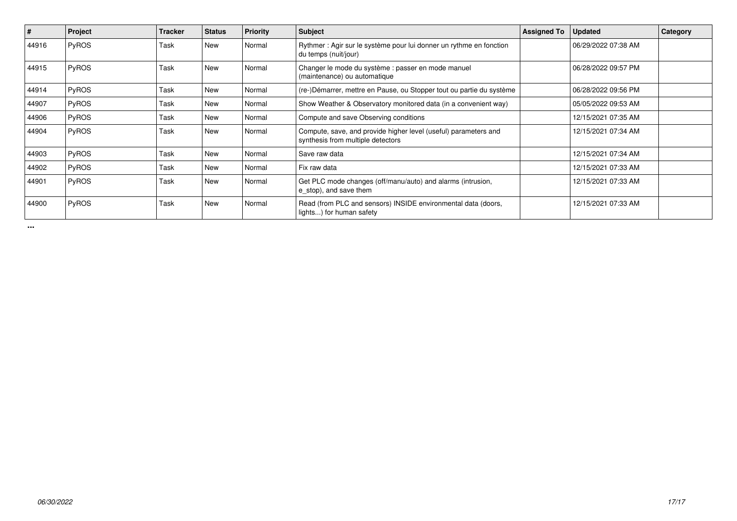| # | Project | Tracker | Status | Priority | Subject | Assigned To | Updated | Category |
|---|---|---|---|---|---|---|---|---|
| 44916 | PyROS | Task | New | Normal | Rythmer : Agir sur le système pour lui donner un rythme en fonction du temps (nuit/jour) | | 06/29/2022 07:38 AM | |
| 44915 | PyROS | Task | New | Normal | Changer le mode du système : passer en mode manuel (maintenance) ou automatique | | 06/28/2022 09:57 PM | |
| 44914 | PyROS | Task | New | Normal | (re-)Démarrer, mettre en Pause, ou Stopper tout ou partie du système | | 06/28/2022 09:56 PM | |
| 44907 | PyROS | Task | New | Normal | Show Weather & Observatory monitored data (in a convenient way) | | 05/05/2022 09:53 AM | |
| 44906 | PyROS | Task | New | Normal | Compute and save Observing conditions | | 12/15/2021 07:35 AM | |
| 44904 | PyROS | Task | New | Normal | Compute, save, and provide higher level (useful) parameters and synthesis from multiple detectors | | 12/15/2021 07:34 AM | |
| 44903 | PyROS | Task | New | Normal | Save raw data | | 12/15/2021 07:34 AM | |
| 44902 | PyROS | Task | New | Normal | Fix raw data | | 12/15/2021 07:33 AM | |
| 44901 | PyROS | Task | New | Normal | Get PLC mode changes (off/manu/auto) and alarms (intrusion, e_stop), and save them | | 12/15/2021 07:33 AM | |
| 44900 | PyROS | Task | New | Normal | Read (from PLC and sensors) INSIDE environmental data (doors, lights...) for human safety | | 12/15/2021 07:33 AM | |

...